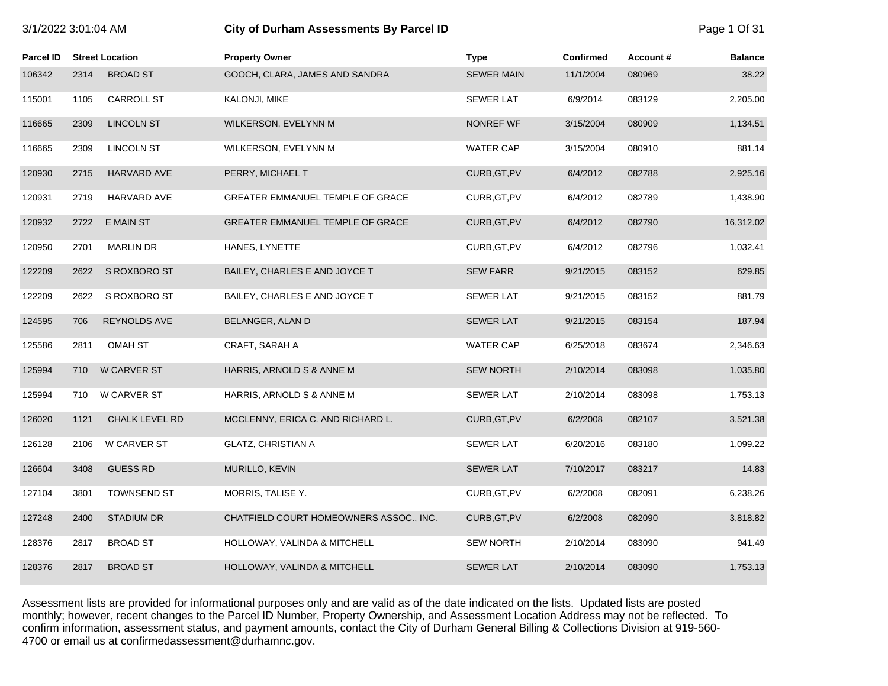# City of Durham Assessments By Parcel ID

3/1/2022 3:01:04 AM

| Parcel ID | Street Location | | Property Owner | Type | Confirmed | Account # | Balance |
|---|---|---|---|---|---|---|---|
| 106342 | 2314 | BROAD ST | GOOCH, CLARA, JAMES AND SANDRA | SEWER MAIN | 11/1/2004 | 080969 | 38.22 |
| 115001 | 1105 | CARROLL ST | KALONJI, MIKE | SEWER LAT | 6/9/2014 | 083129 | 2,205.00 |
| 116665 | 2309 | LINCOLN ST | WILKERSON, EVELYNN M | NONREF WF | 3/15/2004 | 080909 | 1,134.51 |
| 116665 | 2309 | LINCOLN ST | WILKERSON, EVELYNN M | WATER CAP | 3/15/2004 | 080910 | 881.14 |
| 120930 | 2715 | HARVARD AVE | PERRY, MICHAEL T | CURB,GT,PV | 6/4/2012 | 082788 | 2,925.16 |
| 120931 | 2719 | HARVARD AVE | GREATER EMMANUEL TEMPLE OF GRACE | CURB,GT,PV | 6/4/2012 | 082789 | 1,438.90 |
| 120932 | 2722 | E MAIN ST | GREATER EMMANUEL TEMPLE OF GRACE | CURB,GT,PV | 6/4/2012 | 082790 | 16,312.02 |
| 120950 | 2701 | MARLIN DR | HANES, LYNETTE | CURB,GT,PV | 6/4/2012 | 082796 | 1,032.41 |
| 122209 | 2622 | S ROXBORO ST | BAILEY, CHARLES E AND JOYCE T | SEW FARR | 9/21/2015 | 083152 | 629.85 |
| 122209 | 2622 | S ROXBORO ST | BAILEY, CHARLES E AND JOYCE T | SEWER LAT | 9/21/2015 | 083152 | 881.79 |
| 124595 | 706 | REYNOLDS AVE | BELANGER, ALAN D | SEWER LAT | 9/21/2015 | 083154 | 187.94 |
| 125586 | 2811 | OMAH ST | CRAFT, SARAH A | WATER CAP | 6/25/2018 | 083674 | 2,346.63 |
| 125994 | 710 | W CARVER ST | HARRIS, ARNOLD S & ANNE M | SEW NORTH | 2/10/2014 | 083098 | 1,035.80 |
| 125994 | 710 | W CARVER ST | HARRIS, ARNOLD S & ANNE M | SEWER LAT | 2/10/2014 | 083098 | 1,753.13 |
| 126020 | 1121 | CHALK LEVEL RD | MCCLENNY, ERICA C. AND RICHARD L. | CURB,GT,PV | 6/2/2008 | 082107 | 3,521.38 |
| 126128 | 2106 | W CARVER ST | GLATZ, CHRISTIAN A | SEWER LAT | 6/20/2016 | 083180 | 1,099.22 |
| 126604 | 3408 | GUESS RD | MURILLO, KEVIN | SEWER LAT | 7/10/2017 | 083217 | 14.83 |
| 127104 | 3801 | TOWNSEND ST | MORRIS, TALISE Y. | CURB,GT,PV | 6/2/2008 | 082091 | 6,238.26 |
| 127248 | 2400 | STADIUM DR | CHATFIELD COURT HOMEOWNERS ASSOC., INC. | CURB,GT,PV | 6/2/2008 | 082090 | 3,818.82 |
| 128376 | 2817 | BROAD ST | HOLLOWAY, VALINDA & MITCHELL | SEW NORTH | 2/10/2014 | 083090 | 941.49 |
| 128376 | 2817 | BROAD ST | HOLLOWAY, VALINDA & MITCHELL | SEWER LAT | 2/10/2014 | 083090 | 1,753.13 |

Assessment lists are provided for informational purposes only and are valid as of the date indicated on the lists. Updated lists are posted monthly; however, recent changes to the Parcel ID Number, Property Ownership, and Assessment Location Address may not be reflected. To confirm information, assessment status, and payment amounts, contact the City of Durham General Billing & Collections Division at 919-560-4700 or email us at confirmedassessment@durhamnc.gov.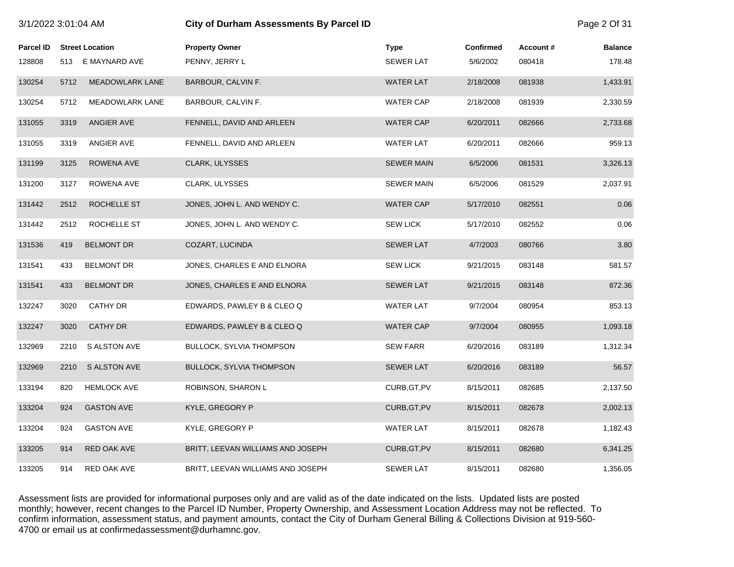| Parcel ID | Street Location | Property Owner | Type | Confirmed | Account # | Balance |
|---|---|---|---|---|---|---|
| 128808 | 513 E MAYNARD AVE | PENNY, JERRY L | SEWER LAT | 5/6/2002 | 080418 | 178.48 |
| 130254 | 5712 MEADOWLARK LANE | BARBOUR, CALVIN F. | WATER LAT | 2/18/2008 | 081938 | 1,433.91 |
| 130254 | 5712 MEADOWLARK LANE | BARBOUR, CALVIN F. | WATER CAP | 2/18/2008 | 081939 | 2,330.59 |
| 131055 | 3319 ANGIER AVE | FENNELL, DAVID AND ARLEEN | WATER CAP | 6/20/2011 | 082666 | 2,733.68 |
| 131055 | 3319 ANGIER AVE | FENNELL, DAVID AND ARLEEN | WATER LAT | 6/20/2011 | 082666 | 959.13 |
| 131199 | 3125 ROWENA AVE | CLARK, ULYSSES | SEWER MAIN | 6/5/2006 | 081531 | 3,326.13 |
| 131200 | 3127 ROWENA AVE | CLARK, ULYSSES | SEWER MAIN | 6/5/2006 | 081529 | 2,037.91 |
| 131442 | 2512 ROCHELLE ST | JONES, JOHN L. AND WENDY C. | WATER CAP | 5/17/2010 | 082551 | 0.06 |
| 131442 | 2512 ROCHELLE ST | JONES, JOHN L. AND WENDY C. | SEW LICK | 5/17/2010 | 082552 | 0.06 |
| 131536 | 419 BELMONT DR | COZART, LUCINDA | SEWER LAT | 4/7/2003 | 080766 | 3.80 |
| 131541 | 433 BELMONT DR | JONES, CHARLES E AND ELNORA | SEW LICK | 9/21/2015 | 083148 | 581.57 |
| 131541 | 433 BELMONT DR | JONES, CHARLES E AND ELNORA | SEWER LAT | 9/21/2015 | 083148 | 872.36 |
| 132247 | 3020 CATHY DR | EDWARDS, PAWLEY B & CLEO Q | WATER LAT | 9/7/2004 | 080954 | 853.13 |
| 132247 | 3020 CATHY DR | EDWARDS, PAWLEY B & CLEO Q | WATER CAP | 9/7/2004 | 080955 | 1,093.18 |
| 132969 | 2210 S ALSTON AVE | BULLOCK, SYLVIA THOMPSON | SEW FARR | 6/20/2016 | 083189 | 1,312.34 |
| 132969 | 2210 S ALSTON AVE | BULLOCK, SYLVIA THOMPSON | SEWER LAT | 6/20/2016 | 083189 | 56.57 |
| 133194 | 820 HEMLOCK AVE | ROBINSON, SHARON L | CURB,GT,PV | 8/15/2011 | 082685 | 2,137.50 |
| 133204 | 924 GASTON AVE | KYLE, GREGORY P | CURB,GT,PV | 8/15/2011 | 082678 | 2,002.13 |
| 133204 | 924 GASTON AVE | KYLE, GREGORY P | WATER LAT | 8/15/2011 | 082678 | 1,182.43 |
| 133205 | 914 RED OAK AVE | BRITT, LEEVAN WILLIAMS AND JOSEPH | CURB,GT,PV | 8/15/2011 | 082680 | 6,341.25 |
| 133205 | 914 RED OAK AVE | BRITT, LEEVAN WILLIAMS AND JOSEPH | SEWER LAT | 8/15/2011 | 082680 | 1,356.05 |

Assessment lists are provided for informational purposes only and are valid as of the date indicated on the lists. Updated lists are posted monthly; however, recent changes to the Parcel ID Number, Property Ownership, and Assessment Location Address may not be reflected. To confirm information, assessment status, and payment amounts, contact the City of Durham General Billing & Collections Division at 919-560-4700 or email us at confirmedassessment@durhamnc.gov.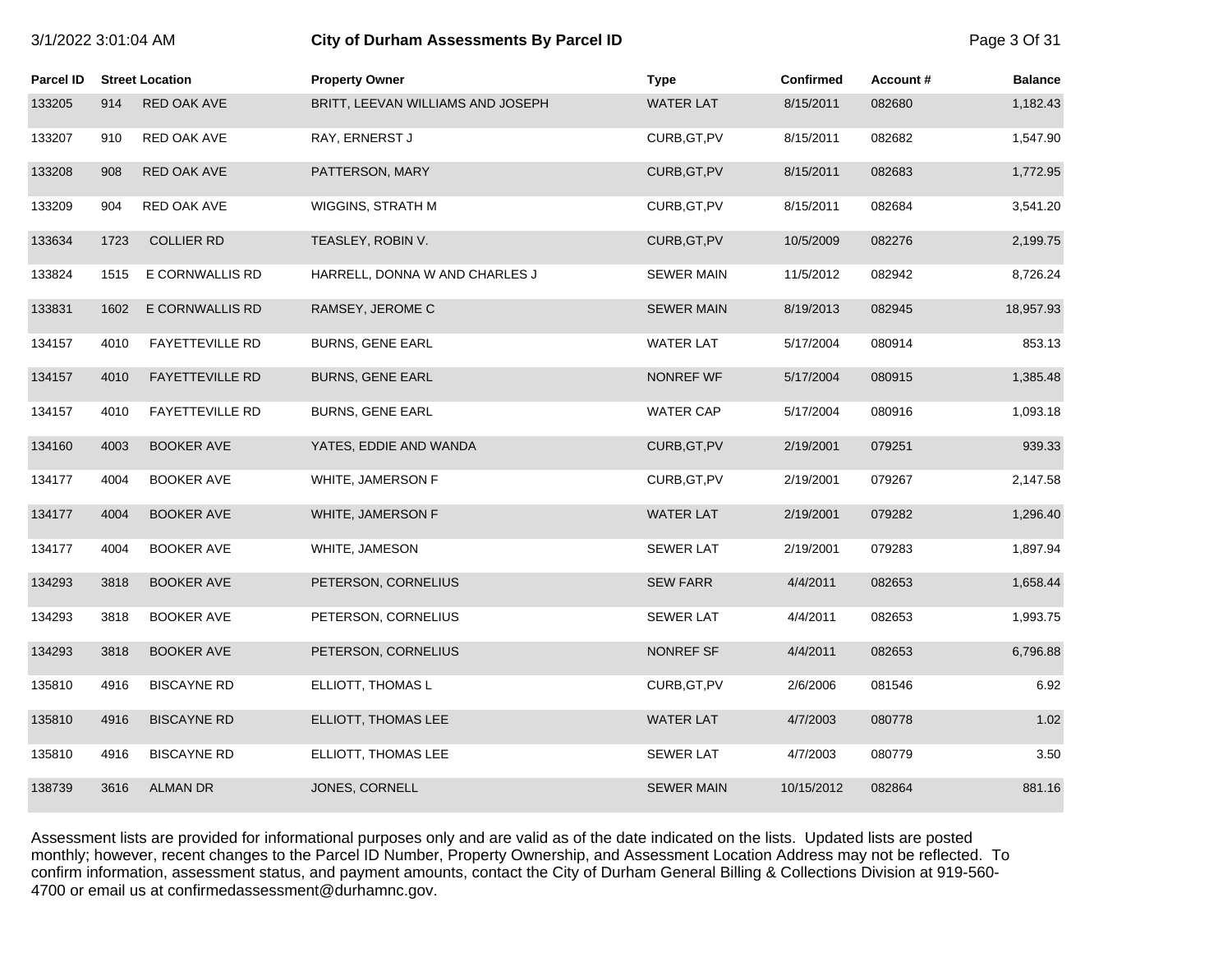| Parcel ID | Street Location | | Property Owner | Type | Confirmed | Account # | Balance |
|---|---|---|---|---|---|---|---|
| 133205 | 914 | RED OAK AVE | BRITT, LEEVAN WILLIAMS AND JOSEPH | WATER LAT | 8/15/2011 | 082680 | 1,182.43 |
| 133207 | 910 | RED OAK AVE | RAY, ERNERST J | CURB,GT,PV | 8/15/2011 | 082682 | 1,547.90 |
| 133208 | 908 | RED OAK AVE | PATTERSON, MARY | CURB,GT,PV | 8/15/2011 | 082683 | 1,772.95 |
| 133209 | 904 | RED OAK AVE | WIGGINS, STRATH M | CURB,GT,PV | 8/15/2011 | 082684 | 3,541.20 |
| 133634 | 1723 | COLLIER RD | TEASLEY, ROBIN V. | CURB,GT,PV | 10/5/2009 | 082276 | 2,199.75 |
| 133824 | 1515 | E CORNWALLIS RD | HARRELL, DONNA W AND CHARLES J | SEWER MAIN | 11/5/2012 | 082942 | 8,726.24 |
| 133831 | 1602 | E CORNWALLIS RD | RAMSEY, JEROME C | SEWER MAIN | 8/19/2013 | 082945 | 18,957.93 |
| 134157 | 4010 | FAYETTEVILLE RD | BURNS, GENE EARL | WATER LAT | 5/17/2004 | 080914 | 853.13 |
| 134157 | 4010 | FAYETTEVILLE RD | BURNS, GENE EARL | NONREF WF | 5/17/2004 | 080915 | 1,385.48 |
| 134157 | 4010 | FAYETTEVILLE RD | BURNS, GENE EARL | WATER CAP | 5/17/2004 | 080916 | 1,093.18 |
| 134160 | 4003 | BOOKER AVE | YATES, EDDIE AND WANDA | CURB,GT,PV | 2/19/2001 | 079251 | 939.33 |
| 134177 | 4004 | BOOKER AVE | WHITE, JAMERSON F | CURB,GT,PV | 2/19/2001 | 079267 | 2,147.58 |
| 134177 | 4004 | BOOKER AVE | WHITE, JAMERSON F | WATER LAT | 2/19/2001 | 079282 | 1,296.40 |
| 134177 | 4004 | BOOKER AVE | WHITE, JAMESON | SEWER LAT | 2/19/2001 | 079283 | 1,897.94 |
| 134293 | 3818 | BOOKER AVE | PETERSON, CORNELIUS | SEW FARR | 4/4/2011 | 082653 | 1,658.44 |
| 134293 | 3818 | BOOKER AVE | PETERSON, CORNELIUS | SEWER LAT | 4/4/2011 | 082653 | 1,993.75 |
| 134293 | 3818 | BOOKER AVE | PETERSON, CORNELIUS | NONREF SF | 4/4/2011 | 082653 | 6,796.88 |
| 135810 | 4916 | BISCAYNE RD | ELLIOTT, THOMAS L | CURB,GT,PV | 2/6/2006 | 081546 | 6.92 |
| 135810 | 4916 | BISCAYNE RD | ELLIOTT, THOMAS LEE | WATER LAT | 4/7/2003 | 080778 | 1.02 |
| 135810 | 4916 | BISCAYNE RD | ELLIOTT, THOMAS LEE | SEWER LAT | 4/7/2003 | 080779 | 3.50 |
| 138739 | 3616 | ALMAN DR | JONES, CORNELL | SEWER MAIN | 10/15/2012 | 082864 | 881.16 |

Assessment lists are provided for informational purposes only and are valid as of the date indicated on the lists. Updated lists are posted monthly; however, recent changes to the Parcel ID Number, Property Ownership, and Assessment Location Address may not be reflected. To confirm information, assessment status, and payment amounts, contact the City of Durham General Billing & Collections Division at 919-560-4700 or email us at confirmedassessment@durhamnc.gov.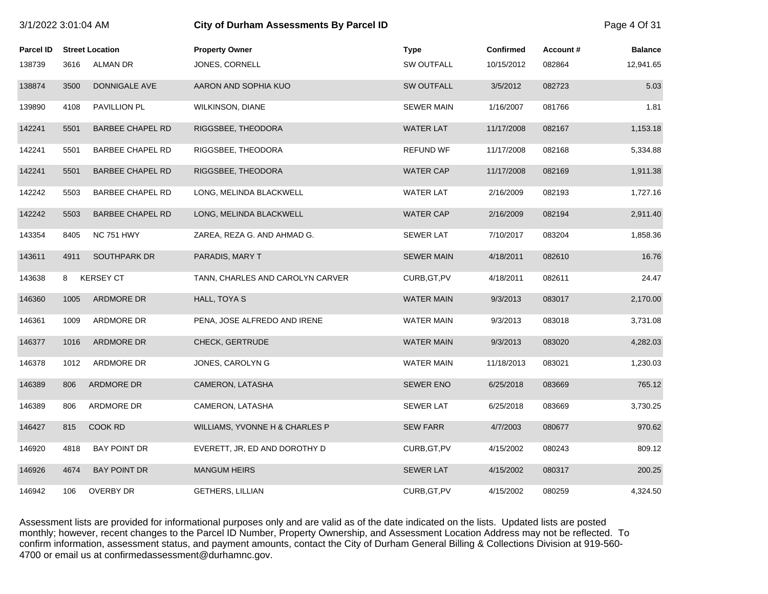# City of Durham Assessments By Parcel ID

3/1/2022 3:01:04 AM

| Parcel ID | Street Location | | Property Owner | Type | Confirmed | Account # | Balance |
|---|---|---|---|---|---|---|---|
| 138739 | 3616 | ALMAN DR | JONES, CORNELL | SW OUTFALL | 10/15/2012 | 082864 | 12,941.65 |
| 138874 | 3500 | DONNIGALE AVE | AARON AND SOPHIA KUO | SW OUTFALL | 3/5/2012 | 082723 | 5.03 |
| 139890 | 4108 | PAVILLION PL | WILKINSON, DIANE | SEWER MAIN | 1/16/2007 | 081766 | 1.81 |
| 142241 | 5501 | BARBEE CHAPEL RD | RIGGSBEE, THEODORA | WATER LAT | 11/17/2008 | 082167 | 1,153.18 |
| 142241 | 5501 | BARBEE CHAPEL RD | RIGGSBEE, THEODORA | REFUND WF | 11/17/2008 | 082168 | 5,334.88 |
| 142241 | 5501 | BARBEE CHAPEL RD | RIGGSBEE, THEODORA | WATER CAP | 11/17/2008 | 082169 | 1,911.38 |
| 142242 | 5503 | BARBEE CHAPEL RD | LONG, MELINDA BLACKWELL | WATER LAT | 2/16/2009 | 082193 | 1,727.16 |
| 142242 | 5503 | BARBEE CHAPEL RD | LONG, MELINDA BLACKWELL | WATER CAP | 2/16/2009 | 082194 | 2,911.40 |
| 143354 | 8405 | NC 751 HWY | ZAREA, REZA G. AND AHMAD G. | SEWER LAT | 7/10/2017 | 083204 | 1,858.36 |
| 143611 | 4911 | SOUTHPARK DR | PARADIS, MARY T | SEWER MAIN | 4/18/2011 | 082610 | 16.76 |
| 143638 | 8 | KERSEY CT | TANN, CHARLES AND CAROLYN CARVER | CURB,GT,PV | 4/18/2011 | 082611 | 24.47 |
| 146360 | 1005 | ARDMORE DR | HALL, TOYA S | WATER MAIN | 9/3/2013 | 083017 | 2,170.00 |
| 146361 | 1009 | ARDMORE DR | PENA, JOSE ALFREDO AND IRENE | WATER MAIN | 9/3/2013 | 083018 | 3,731.08 |
| 146377 | 1016 | ARDMORE DR | CHECK, GERTRUDE | WATER MAIN | 9/3/2013 | 083020 | 4,282.03 |
| 146378 | 1012 | ARDMORE DR | JONES, CAROLYN G | WATER MAIN | 11/18/2013 | 083021 | 1,230.03 |
| 146389 | 806 | ARDMORE DR | CAMERON, LATASHA | SEWER ENO | 6/25/2018 | 083669 | 765.12 |
| 146389 | 806 | ARDMORE DR | CAMERON, LATASHA | SEWER LAT | 6/25/2018 | 083669 | 3,730.25 |
| 146427 | 815 | COOK RD | WILLIAMS, YVONNE H & CHARLES P | SEW FARR | 4/7/2003 | 080677 | 970.62 |
| 146920 | 4818 | BAY POINT DR | EVERETT, JR, ED AND DOROTHY D | CURB,GT,PV | 4/15/2002 | 080243 | 809.12 |
| 146926 | 4674 | BAY POINT DR | MANGUM HEIRS | SEWER LAT | 4/15/2002 | 080317 | 200.25 |
| 146942 | 106 | OVERBY DR | GETHERS, LILLIAN | CURB,GT,PV | 4/15/2002 | 080259 | 4,324.50 |

Assessment lists are provided for informational purposes only and are valid as of the date indicated on the lists. Updated lists are posted monthly; however, recent changes to the Parcel ID Number, Property Ownership, and Assessment Location Address may not be reflected. To confirm information, assessment status, and payment amounts, contact the City of Durham General Billing & Collections Division at 919-560-4700 or email us at confirmedassessment@durhamnc.gov.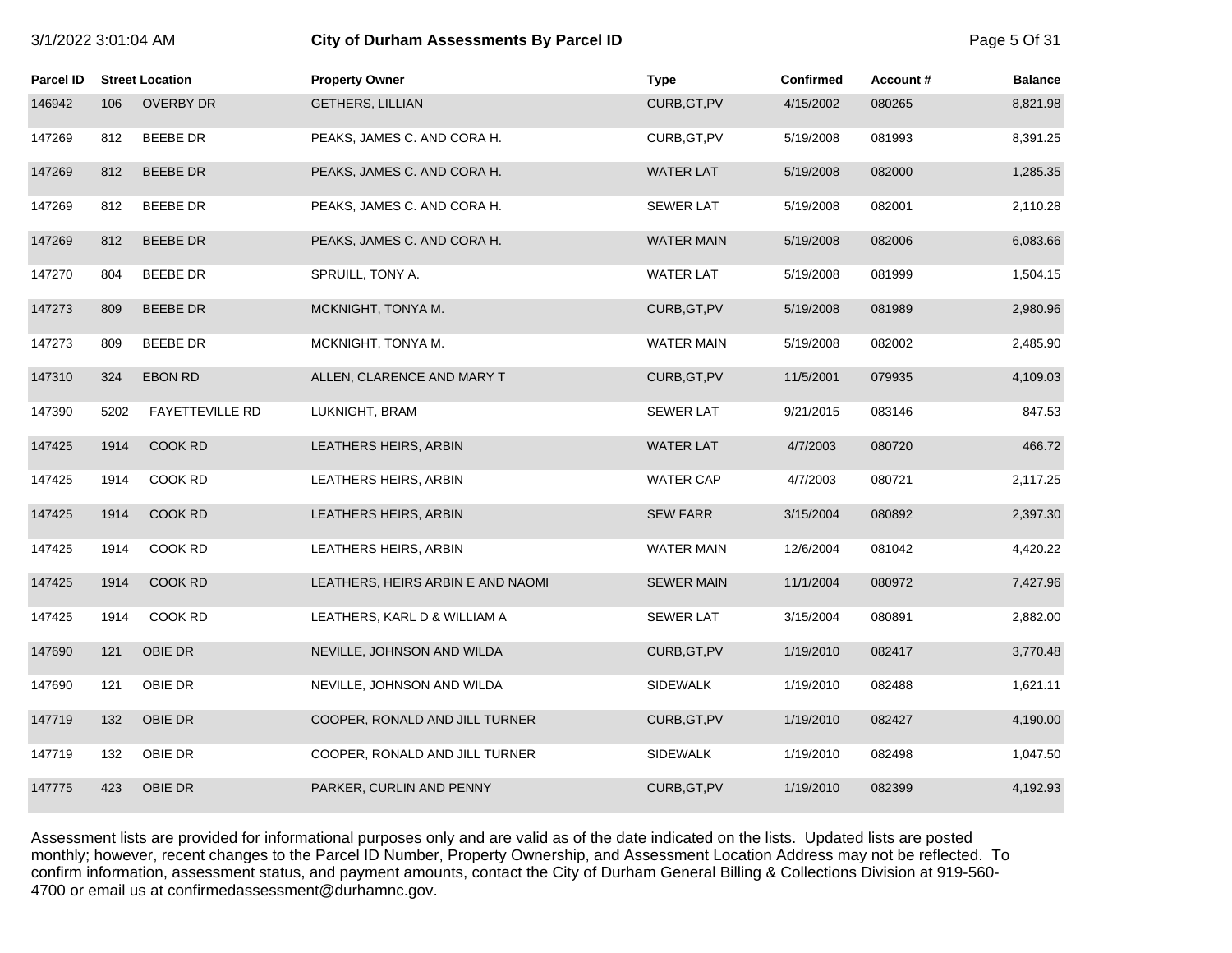# City of Durham Assessments By Parcel ID

| Parcel ID | Street Location | | Property Owner | Type | Confirmed | Account # | Balance |
|---|---|---|---|---|---|---|---|
| 146942 | 106 | OVERBY DR | GETHERS, LILLIAN | CURB,GT,PV | 4/15/2002 | 080265 | 8,821.98 |
| 147269 | 812 | BEEBE DR | PEAKS, JAMES C. AND CORA H. | CURB,GT,PV | 5/19/2008 | 081993 | 8,391.25 |
| 147269 | 812 | BEEBE DR | PEAKS, JAMES C. AND CORA H. | WATER LAT | 5/19/2008 | 082000 | 1,285.35 |
| 147269 | 812 | BEEBE DR | PEAKS, JAMES C. AND CORA H. | SEWER LAT | 5/19/2008 | 082001 | 2,110.28 |
| 147269 | 812 | BEEBE DR | PEAKS, JAMES C. AND CORA H. | WATER MAIN | 5/19/2008 | 082006 | 6,083.66 |
| 147270 | 804 | BEEBE DR | SPRUILL, TONY A. | WATER LAT | 5/19/2008 | 081999 | 1,504.15 |
| 147273 | 809 | BEEBE DR | MCKNIGHT, TONYA M. | CURB,GT,PV | 5/19/2008 | 081989 | 2,980.96 |
| 147273 | 809 | BEEBE DR | MCKNIGHT, TONYA M. | WATER MAIN | 5/19/2008 | 082002 | 2,485.90 |
| 147310 | 324 | EBON RD | ALLEN, CLARENCE AND MARY T | CURB,GT,PV | 11/5/2001 | 079935 | 4,109.03 |
| 147390 | 5202 | FAYETTEVILLE RD | LUKNIGHT, BRAM | SEWER LAT | 9/21/2015 | 083146 | 847.53 |
| 147425 | 1914 | COOK RD | LEATHERS HEIRS, ARBIN | WATER LAT | 4/7/2003 | 080720 | 466.72 |
| 147425 | 1914 | COOK RD | LEATHERS HEIRS, ARBIN | WATER CAP | 4/7/2003 | 080721 | 2,117.25 |
| 147425 | 1914 | COOK RD | LEATHERS HEIRS, ARBIN | SEW FARR | 3/15/2004 | 080892 | 2,397.30 |
| 147425 | 1914 | COOK RD | LEATHERS HEIRS, ARBIN | WATER MAIN | 12/6/2004 | 081042 | 4,420.22 |
| 147425 | 1914 | COOK RD | LEATHERS, HEIRS ARBIN E AND NAOMI | SEWER MAIN | 11/1/2004 | 080972 | 7,427.96 |
| 147425 | 1914 | COOK RD | LEATHERS, KARL D & WILLIAM A | SEWER LAT | 3/15/2004 | 080891 | 2,882.00 |
| 147690 | 121 | OBIE DR | NEVILLE, JOHNSON AND WILDA | CURB,GT,PV | 1/19/2010 | 082417 | 3,770.48 |
| 147690 | 121 | OBIE DR | NEVILLE, JOHNSON AND WILDA | SIDEWALK | 1/19/2010 | 082488 | 1,621.11 |
| 147719 | 132 | OBIE DR | COOPER, RONALD AND JILL TURNER | CURB,GT,PV | 1/19/2010 | 082427 | 4,190.00 |
| 147719 | 132 | OBIE DR | COOPER, RONALD AND JILL TURNER | SIDEWALK | 1/19/2010 | 082498 | 1,047.50 |
| 147775 | 423 | OBIE DR | PARKER, CURLIN AND PENNY | CURB,GT,PV | 1/19/2010 | 082399 | 4,192.93 |

Assessment lists are provided for informational purposes only and are valid as of the date indicated on the lists. Updated lists are posted monthly; however, recent changes to the Parcel ID Number, Property Ownership, and Assessment Location Address may not be reflected. To confirm information, assessment status, and payment amounts, contact the City of Durham General Billing & Collections Division at 919-560-4700 or email us at confirmedassessment@durhamnc.gov.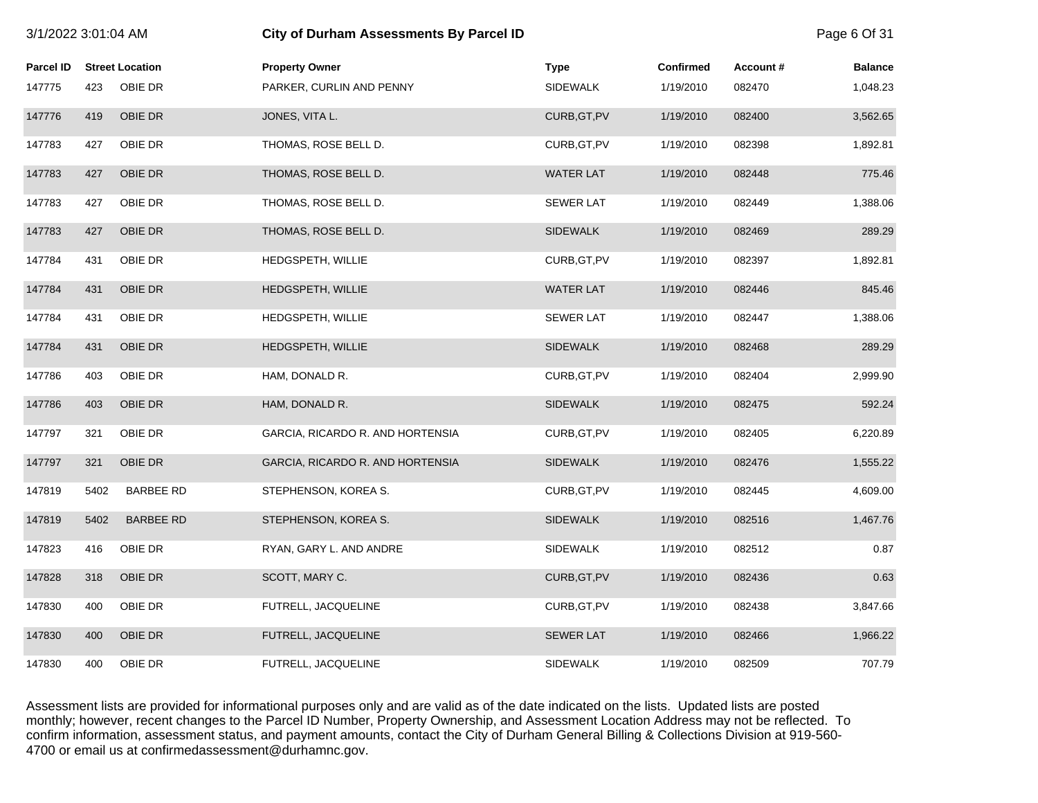# City of Durham Assessments By Parcel ID

3/1/2022 3:01:04 AM

| Parcel ID | Street Location | | Property Owner | Type | Confirmed | Account # | Balance |
|---|---|---|---|---|---|---|---|
| 147775 | 423 | OBIE DR | PARKER, CURLIN AND PENNY | SIDEWALK | 1/19/2010 | 082470 | 1,048.23 |
| 147776 | 419 | OBIE DR | JONES, VITA L. | CURB,GT,PV | 1/19/2010 | 082400 | 3,562.65 |
| 147783 | 427 | OBIE DR | THOMAS, ROSE BELL D. | CURB,GT,PV | 1/19/2010 | 082398 | 1,892.81 |
| 147783 | 427 | OBIE DR | THOMAS, ROSE BELL D. | WATER LAT | 1/19/2010 | 082448 | 775.46 |
| 147783 | 427 | OBIE DR | THOMAS, ROSE BELL D. | SEWER LAT | 1/19/2010 | 082449 | 1,388.06 |
| 147783 | 427 | OBIE DR | THOMAS, ROSE BELL D. | SIDEWALK | 1/19/2010 | 082469 | 289.29 |
| 147784 | 431 | OBIE DR | HEDGSPETH, WILLIE | CURB,GT,PV | 1/19/2010 | 082397 | 1,892.81 |
| 147784 | 431 | OBIE DR | HEDGSPETH, WILLIE | WATER LAT | 1/19/2010 | 082446 | 845.46 |
| 147784 | 431 | OBIE DR | HEDGSPETH, WILLIE | SEWER LAT | 1/19/2010 | 082447 | 1,388.06 |
| 147784 | 431 | OBIE DR | HEDGSPETH, WILLIE | SIDEWALK | 1/19/2010 | 082468 | 289.29 |
| 147786 | 403 | OBIE DR | HAM, DONALD R. | CURB,GT,PV | 1/19/2010 | 082404 | 2,999.90 |
| 147786 | 403 | OBIE DR | HAM, DONALD R. | SIDEWALK | 1/19/2010 | 082475 | 592.24 |
| 147797 | 321 | OBIE DR | GARCIA, RICARDO R. AND HORTENSIA | CURB,GT,PV | 1/19/2010 | 082405 | 6,220.89 |
| 147797 | 321 | OBIE DR | GARCIA, RICARDO R. AND HORTENSIA | SIDEWALK | 1/19/2010 | 082476 | 1,555.22 |
| 147819 | 5402 | BARBEE RD | STEPHENSON, KOREA S. | CURB,GT,PV | 1/19/2010 | 082445 | 4,609.00 |
| 147819 | 5402 | BARBEE RD | STEPHENSON, KOREA S. | SIDEWALK | 1/19/2010 | 082516 | 1,467.76 |
| 147823 | 416 | OBIE DR | RYAN, GARY L. AND ANDRE | SIDEWALK | 1/19/2010 | 082512 | 0.87 |
| 147828 | 318 | OBIE DR | SCOTT, MARY C. | CURB,GT,PV | 1/19/2010 | 082436 | 0.63 |
| 147830 | 400 | OBIE DR | FUTRELL, JACQUELINE | CURB,GT,PV | 1/19/2010 | 082438 | 3,847.66 |
| 147830 | 400 | OBIE DR | FUTRELL, JACQUELINE | SEWER LAT | 1/19/2010 | 082466 | 1,966.22 |
| 147830 | 400 | OBIE DR | FUTRELL, JACQUELINE | SIDEWALK | 1/19/2010 | 082509 | 707.79 |

Assessment lists are provided for informational purposes only and are valid as of the date indicated on the lists. Updated lists are posted monthly; however, recent changes to the Parcel ID Number, Property Ownership, and Assessment Location Address may not be reflected. To confirm information, assessment status, and payment amounts, contact the City of Durham General Billing & Collections Division at 919-560-4700 or email us at confirmedassessment@durhamnc.gov.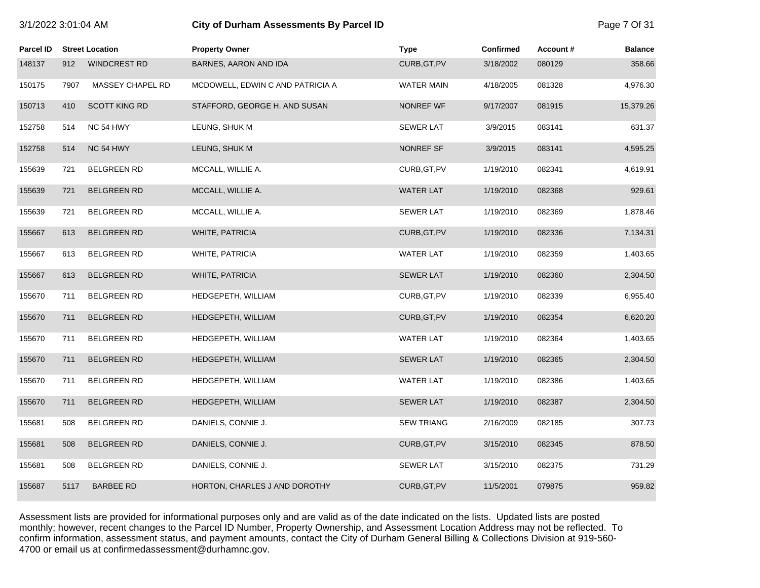| Parcel ID | Street Location | | Property Owner | Type | Confirmed | Account # | Balance |
|---|---|---|---|---|---|---|---|
| 148137 | 912 | WINDCREST RD | BARNES, AARON AND IDA | CURB,GT,PV | 3/18/2002 | 080129 | 358.66 |
| 150175 | 7907 | MASSEY CHAPEL RD | MCDOWELL, EDWIN C AND PATRICIA A | WATER MAIN | 4/18/2005 | 081328 | 4,976.30 |
| 150713 | 410 | SCOTT KING RD | STAFFORD, GEORGE H. AND SUSAN | NONREF WF | 9/17/2007 | 081915 | 15,379.26 |
| 152758 | 514 | NC 54 HWY | LEUNG, SHUK M | SEWER LAT | 3/9/2015 | 083141 | 631.37 |
| 152758 | 514 | NC 54 HWY | LEUNG, SHUK M | NONREF SF | 3/9/2015 | 083141 | 4,595.25 |
| 155639 | 721 | BELGREEN RD | MCCALL, WILLIE A. | CURB,GT,PV | 1/19/2010 | 082341 | 4,619.91 |
| 155639 | 721 | BELGREEN RD | MCCALL, WILLIE A. | WATER LAT | 1/19/2010 | 082368 | 929.61 |
| 155639 | 721 | BELGREEN RD | MCCALL, WILLIE A. | SEWER LAT | 1/19/2010 | 082369 | 1,878.46 |
| 155667 | 613 | BELGREEN RD | WHITE, PATRICIA | CURB,GT,PV | 1/19/2010 | 082336 | 7,134.31 |
| 155667 | 613 | BELGREEN RD | WHITE, PATRICIA | WATER LAT | 1/19/2010 | 082359 | 1,403.65 |
| 155667 | 613 | BELGREEN RD | WHITE, PATRICIA | SEWER LAT | 1/19/2010 | 082360 | 2,304.50 |
| 155670 | 711 | BELGREEN RD | HEDGEPETH, WILLIAM | CURB,GT,PV | 1/19/2010 | 082339 | 6,955.40 |
| 155670 | 711 | BELGREEN RD | HEDGEPETH, WILLIAM | CURB,GT,PV | 1/19/2010 | 082354 | 6,620.20 |
| 155670 | 711 | BELGREEN RD | HEDGEPETH, WILLIAM | WATER LAT | 1/19/2010 | 082364 | 1,403.65 |
| 155670 | 711 | BELGREEN RD | HEDGEPETH, WILLIAM | SEWER LAT | 1/19/2010 | 082365 | 2,304.50 |
| 155670 | 711 | BELGREEN RD | HEDGEPETH, WILLIAM | WATER LAT | 1/19/2010 | 082386 | 1,403.65 |
| 155670 | 711 | BELGREEN RD | HEDGEPETH, WILLIAM | SEWER LAT | 1/19/2010 | 082387 | 2,304.50 |
| 155681 | 508 | BELGREEN RD | DANIELS, CONNIE J. | SEW TRIANG | 2/16/2009 | 082185 | 307.73 |
| 155681 | 508 | BELGREEN RD | DANIELS, CONNIE J. | CURB,GT,PV | 3/15/2010 | 082345 | 878.50 |
| 155681 | 508 | BELGREEN RD | DANIELS, CONNIE J. | SEWER LAT | 3/15/2010 | 082375 | 731.29 |
| 155687 | 5117 | BARBEE RD | HORTON, CHARLES J AND DOROTHY | CURB,GT,PV | 11/5/2001 | 079875 | 959.82 |

Assessment lists are provided for informational purposes only and are valid as of the date indicated on the lists. Updated lists are posted monthly; however, recent changes to the Parcel ID Number, Property Ownership, and Assessment Location Address may not be reflected. To confirm information, assessment status, and payment amounts, contact the City of Durham General Billing & Collections Division at 919-560-4700 or email us at confirmedassessment@durhamnc.gov.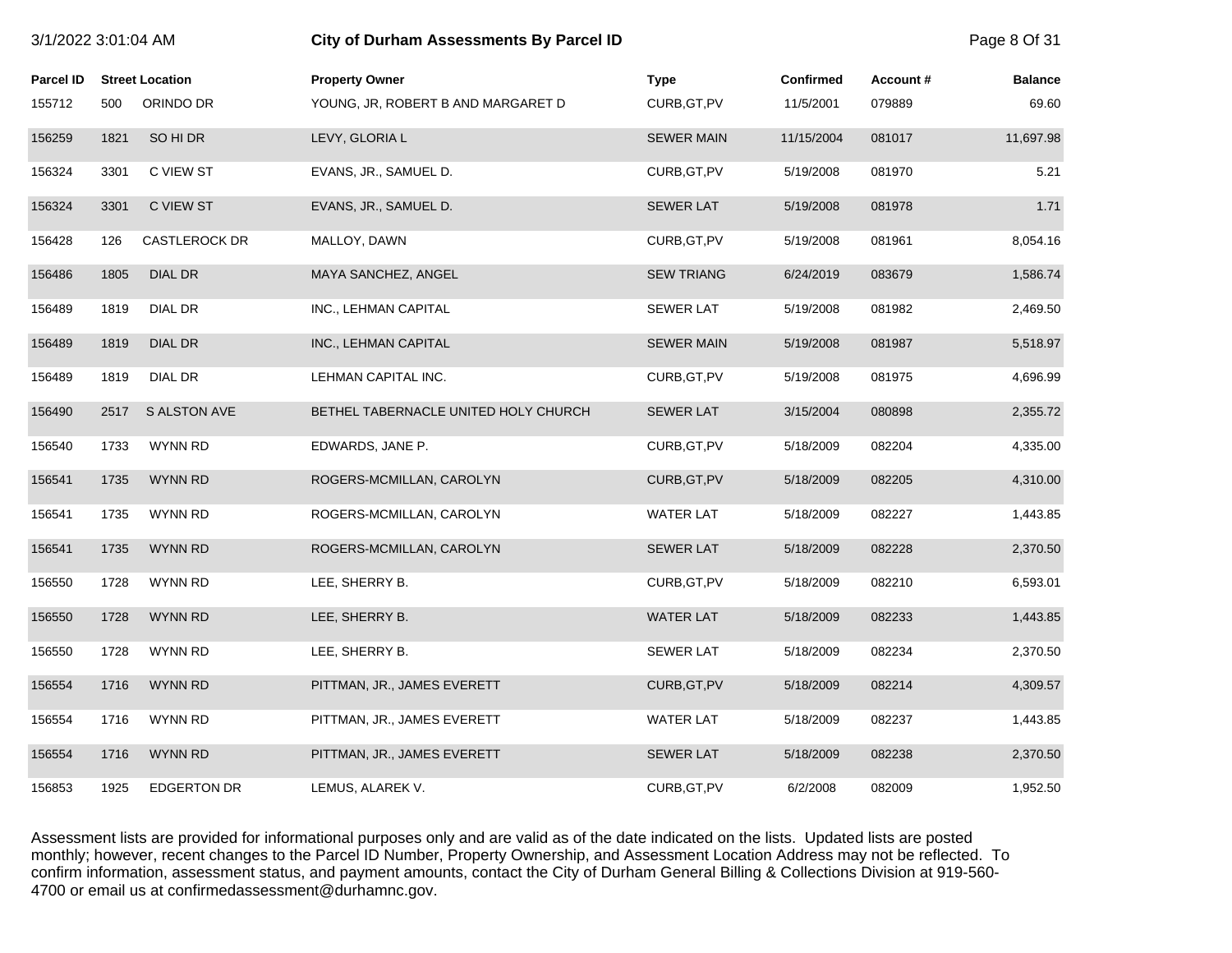# City of Durham Assessments By Parcel ID

| Parcel ID | Street Location | | Property Owner | Type | Confirmed | Account # | Balance |
|---|---|---|---|---|---|---|---|
| 155712 | 500 | ORINDO DR | YOUNG, JR, ROBERT B AND MARGARET D | CURB,GT,PV | 11/5/2001 | 079889 | 69.60 |
| 156259 | 1821 | SO HI DR | LEVY, GLORIA L | SEWER MAIN | 11/15/2004 | 081017 | 11,697.98 |
| 156324 | 3301 | C VIEW ST | EVANS, JR., SAMUEL D. | CURB,GT,PV | 5/19/2008 | 081970 | 5.21 |
| 156324 | 3301 | C VIEW ST | EVANS, JR., SAMUEL D. | SEWER LAT | 5/19/2008 | 081978 | 1.71 |
| 156428 | 126 | CASTLEROCK DR | MALLOY, DAWN | CURB,GT,PV | 5/19/2008 | 081961 | 8,054.16 |
| 156486 | 1805 | DIAL DR | MAYA SANCHEZ, ANGEL | SEW TRIANG | 6/24/2019 | 083679 | 1,586.74 |
| 156489 | 1819 | DIAL DR | INC., LEHMAN CAPITAL | SEWER LAT | 5/19/2008 | 081982 | 2,469.50 |
| 156489 | 1819 | DIAL DR | INC., LEHMAN CAPITAL | SEWER MAIN | 5/19/2008 | 081987 | 5,518.97 |
| 156489 | 1819 | DIAL DR | LEHMAN CAPITAL INC. | CURB,GT,PV | 5/19/2008 | 081975 | 4,696.99 |
| 156490 | 2517 | S ALSTON AVE | BETHEL TABERNACLE UNITED HOLY CHURCH | SEWER LAT | 3/15/2004 | 080898 | 2,355.72 |
| 156540 | 1733 | WYNN RD | EDWARDS, JANE P. | CURB,GT,PV | 5/18/2009 | 082204 | 4,335.00 |
| 156541 | 1735 | WYNN RD | ROGERS-MCMILLAN, CAROLYN | CURB,GT,PV | 5/18/2009 | 082205 | 4,310.00 |
| 156541 | 1735 | WYNN RD | ROGERS-MCMILLAN, CAROLYN | WATER LAT | 5/18/2009 | 082227 | 1,443.85 |
| 156541 | 1735 | WYNN RD | ROGERS-MCMILLAN, CAROLYN | SEWER LAT | 5/18/2009 | 082228 | 2,370.50 |
| 156550 | 1728 | WYNN RD | LEE, SHERRY B. | CURB,GT,PV | 5/18/2009 | 082210 | 6,593.01 |
| 156550 | 1728 | WYNN RD | LEE, SHERRY B. | WATER LAT | 5/18/2009 | 082233 | 1,443.85 |
| 156550 | 1728 | WYNN RD | LEE, SHERRY B. | SEWER LAT | 5/18/2009 | 082234 | 2,370.50 |
| 156554 | 1716 | WYNN RD | PITTMAN, JR., JAMES EVERETT | CURB,GT,PV | 5/18/2009 | 082214 | 4,309.57 |
| 156554 | 1716 | WYNN RD | PITTMAN, JR., JAMES EVERETT | WATER LAT | 5/18/2009 | 082237 | 1,443.85 |
| 156554 | 1716 | WYNN RD | PITTMAN, JR., JAMES EVERETT | SEWER LAT | 5/18/2009 | 082238 | 2,370.50 |
| 156853 | 1925 | EDGERTON DR | LEMUS, ALAREK V. | CURB,GT,PV | 6/2/2008 | 082009 | 1,952.50 |

Assessment lists are provided for informational purposes only and are valid as of the date indicated on the lists. Updated lists are posted monthly; however, recent changes to the Parcel ID Number, Property Ownership, and Assessment Location Address may not be reflected. To confirm information, assessment status, and payment amounts, contact the City of Durham General Billing & Collections Division at 919-560-4700 or email us at confirmedassessment@durhamnc.gov.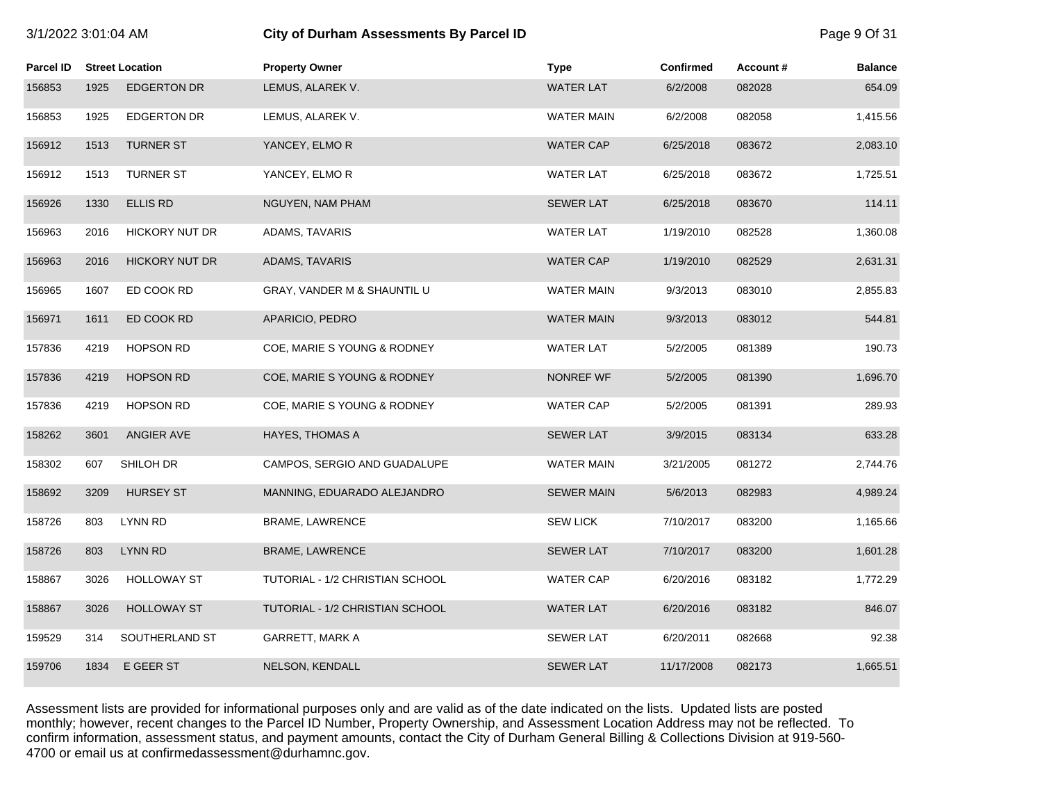# City of Durham Assessments By Parcel ID

3/1/2022 3:01:04 AM

| Parcel ID | Street Location | | Property Owner | Type | Confirmed | Account # | Balance |
|---|---|---|---|---|---|---|---|
| 156853 | 1925 | EDGERTON DR | LEMUS, ALAREK V. | WATER LAT | 6/2/2008 | 082028 | 654.09 |
| 156853 | 1925 | EDGERTON DR | LEMUS, ALAREK V. | WATER MAIN | 6/2/2008 | 082058 | 1,415.56 |
| 156912 | 1513 | TURNER ST | YANCEY, ELMO R | WATER CAP | 6/25/2018 | 083672 | 2,083.10 |
| 156912 | 1513 | TURNER ST | YANCEY, ELMO R | WATER LAT | 6/25/2018 | 083672 | 1,725.51 |
| 156926 | 1330 | ELLIS RD | NGUYEN, NAM PHAM | SEWER LAT | 6/25/2018 | 083670 | 114.11 |
| 156963 | 2016 | HICKORY NUT DR | ADAMS, TAVARIS | WATER LAT | 1/19/2010 | 082528 | 1,360.08 |
| 156963 | 2016 | HICKORY NUT DR | ADAMS, TAVARIS | WATER CAP | 1/19/2010 | 082529 | 2,631.31 |
| 156965 | 1607 | ED COOK RD | GRAY, VANDER M & SHAUNTIL U | WATER MAIN | 9/3/2013 | 083010 | 2,855.83 |
| 156971 | 1611 | ED COOK RD | APARICIO, PEDRO | WATER MAIN | 9/3/2013 | 083012 | 544.81 |
| 157836 | 4219 | HOPSON RD | COE, MARIE S YOUNG & RODNEY | WATER LAT | 5/2/2005 | 081389 | 190.73 |
| 157836 | 4219 | HOPSON RD | COE, MARIE S YOUNG & RODNEY | NONREF WF | 5/2/2005 | 081390 | 1,696.70 |
| 157836 | 4219 | HOPSON RD | COE, MARIE S YOUNG & RODNEY | WATER CAP | 5/2/2005 | 081391 | 289.93 |
| 158262 | 3601 | ANGIER AVE | HAYES, THOMAS A | SEWER LAT | 3/9/2015 | 083134 | 633.28 |
| 158302 | 607 | SHILOH DR | CAMPOS, SERGIO AND GUADALUPE | WATER MAIN | 3/21/2005 | 081272 | 2,744.76 |
| 158692 | 3209 | HURSEY ST | MANNING, EDUARADO ALEJANDRO | SEWER MAIN | 5/6/2013 | 082983 | 4,989.24 |
| 158726 | 803 | LYNN RD | BRAME, LAWRENCE | SEW LICK | 7/10/2017 | 083200 | 1,165.66 |
| 158726 | 803 | LYNN RD | BRAME, LAWRENCE | SEWER LAT | 7/10/2017 | 083200 | 1,601.28 |
| 158867 | 3026 | HOLLOWAY ST | TUTORIAL - 1/2 CHRISTIAN SCHOOL | WATER CAP | 6/20/2016 | 083182 | 1,772.29 |
| 158867 | 3026 | HOLLOWAY ST | TUTORIAL - 1/2 CHRISTIAN SCHOOL | WATER LAT | 6/20/2016 | 083182 | 846.07 |
| 159529 | 314 | SOUTHERLAND ST | GARRETT, MARK A | SEWER LAT | 6/20/2011 | 082668 | 92.38 |
| 159706 | 1834 | E GEER ST | NELSON, KENDALL | SEWER LAT | 11/17/2008 | 082173 | 1,665.51 |

Assessment lists are provided for informational purposes only and are valid as of the date indicated on the lists. Updated lists are posted monthly; however, recent changes to the Parcel ID Number, Property Ownership, and Assessment Location Address may not be reflected. To confirm information, assessment status, and payment amounts, contact the City of Durham General Billing & Collections Division at 919-560-4700 or email us at confirmedassessment@durhamnc.gov.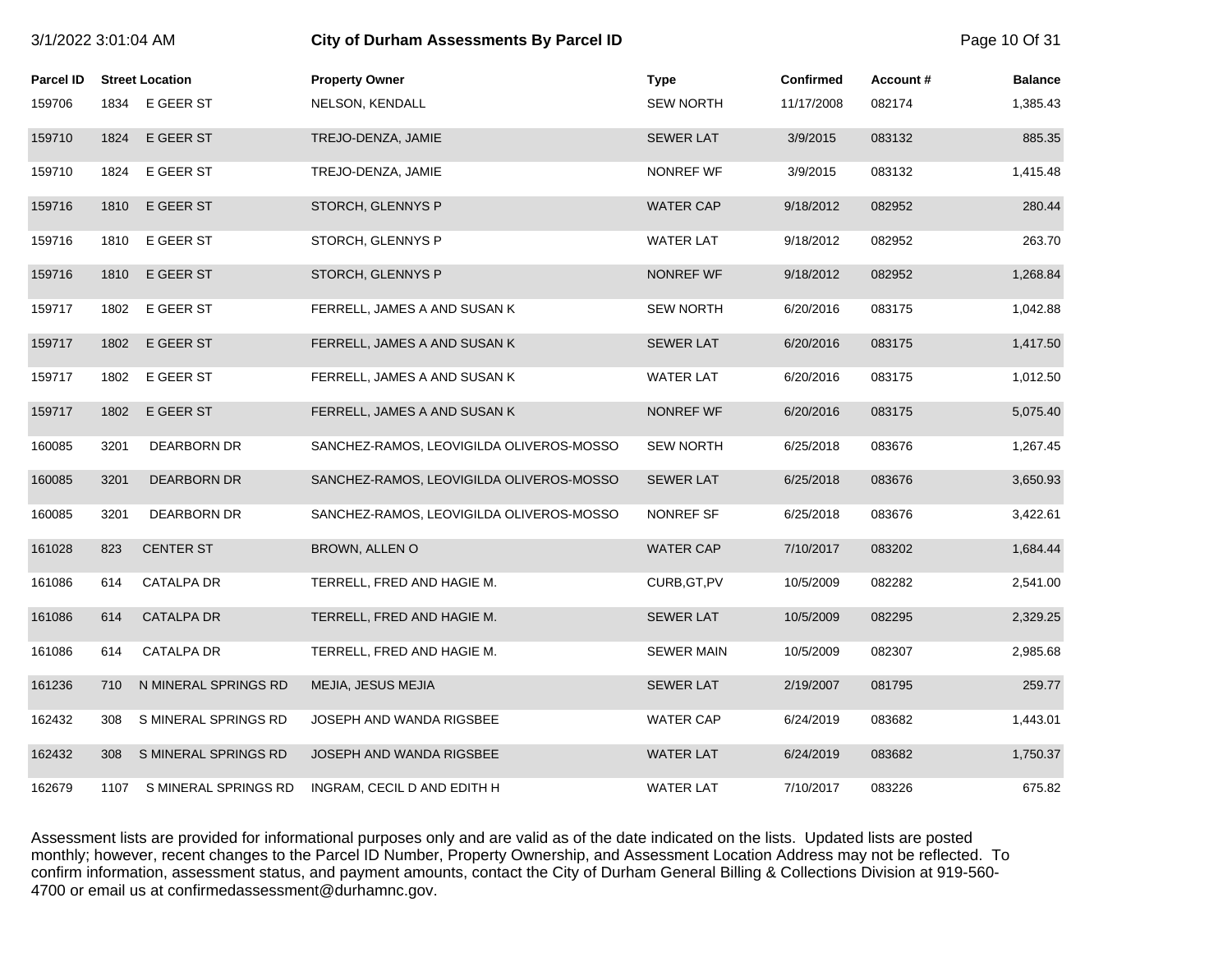| Parcel ID | Street Location | | Property Owner | Type | Confirmed | Account # | Balance |
|---|---|---|---|---|---|---|---|
| 159706 | 1834 | E GEER ST | NELSON, KENDALL | SEW NORTH | 11/17/2008 | 082174 | 1,385.43 |
| 159710 | 1824 | E GEER ST | TREJO-DENZA, JAMIE | SEWER LAT | 3/9/2015 | 083132 | 885.35 |
| 159710 | 1824 | E GEER ST | TREJO-DENZA, JAMIE | NONREF WF | 3/9/2015 | 083132 | 1,415.48 |
| 159716 | 1810 | E GEER ST | STORCH, GLENNYS P | WATER CAP | 9/18/2012 | 082952 | 280.44 |
| 159716 | 1810 | E GEER ST | STORCH, GLENNYS P | WATER LAT | 9/18/2012 | 082952 | 263.70 |
| 159716 | 1810 | E GEER ST | STORCH, GLENNYS P | NONREF WF | 9/18/2012 | 082952 | 1,268.84 |
| 159717 | 1802 | E GEER ST | FERRELL, JAMES A AND SUSAN K | SEW NORTH | 6/20/2016 | 083175 | 1,042.88 |
| 159717 | 1802 | E GEER ST | FERRELL, JAMES A AND SUSAN K | SEWER LAT | 6/20/2016 | 083175 | 1,417.50 |
| 159717 | 1802 | E GEER ST | FERRELL, JAMES A AND SUSAN K | WATER LAT | 6/20/2016 | 083175 | 1,012.50 |
| 159717 | 1802 | E GEER ST | FERRELL, JAMES A AND SUSAN K | NONREF WF | 6/20/2016 | 083175 | 5,075.40 |
| 160085 | 3201 | DEARBORN DR | SANCHEZ-RAMOS, LEOVIGILDA OLIVEROS-MOSSO | SEW NORTH | 6/25/2018 | 083676 | 1,267.45 |
| 160085 | 3201 | DEARBORN DR | SANCHEZ-RAMOS, LEOVIGILDA OLIVEROS-MOSSO | SEWER LAT | 6/25/2018 | 083676 | 3,650.93 |
| 160085 | 3201 | DEARBORN DR | SANCHEZ-RAMOS, LEOVIGILDA OLIVEROS-MOSSO | NONREF SF | 6/25/2018 | 083676 | 3,422.61 |
| 161028 | 823 | CENTER ST | BROWN, ALLEN O | WATER CAP | 7/10/2017 | 083202 | 1,684.44 |
| 161086 | 614 | CATALPA DR | TERRELL, FRED AND HAGIE M. | CURB,GT,PV | 10/5/2009 | 082282 | 2,541.00 |
| 161086 | 614 | CATALPA DR | TERRELL, FRED AND HAGIE M. | SEWER LAT | 10/5/2009 | 082295 | 2,329.25 |
| 161086 | 614 | CATALPA DR | TERRELL, FRED AND HAGIE M. | SEWER MAIN | 10/5/2009 | 082307 | 2,985.68 |
| 161236 | 710 | N MINERAL SPRINGS RD | MEJIA, JESUS MEJIA | SEWER LAT | 2/19/2007 | 081795 | 259.77 |
| 162432 | 308 | S MINERAL SPRINGS RD | JOSEPH AND WANDA RIGSBEE | WATER CAP | 6/24/2019 | 083682 | 1,443.01 |
| 162432 | 308 | S MINERAL SPRINGS RD | JOSEPH AND WANDA RIGSBEE | WATER LAT | 6/24/2019 | 083682 | 1,750.37 |
| 162679 | 1107 | S MINERAL SPRINGS RD | INGRAM, CECIL D AND EDITH H | WATER LAT | 7/10/2017 | 083226 | 675.82 |

Assessment lists are provided for informational purposes only and are valid as of the date indicated on the lists. Updated lists are posted monthly; however, recent changes to the Parcel ID Number, Property Ownership, and Assessment Location Address may not be reflected. To confirm information, assessment status, and payment amounts, contact the City of Durham General Billing & Collections Division at 919-560-4700 or email us at confirmedassessment@durhamnc.gov.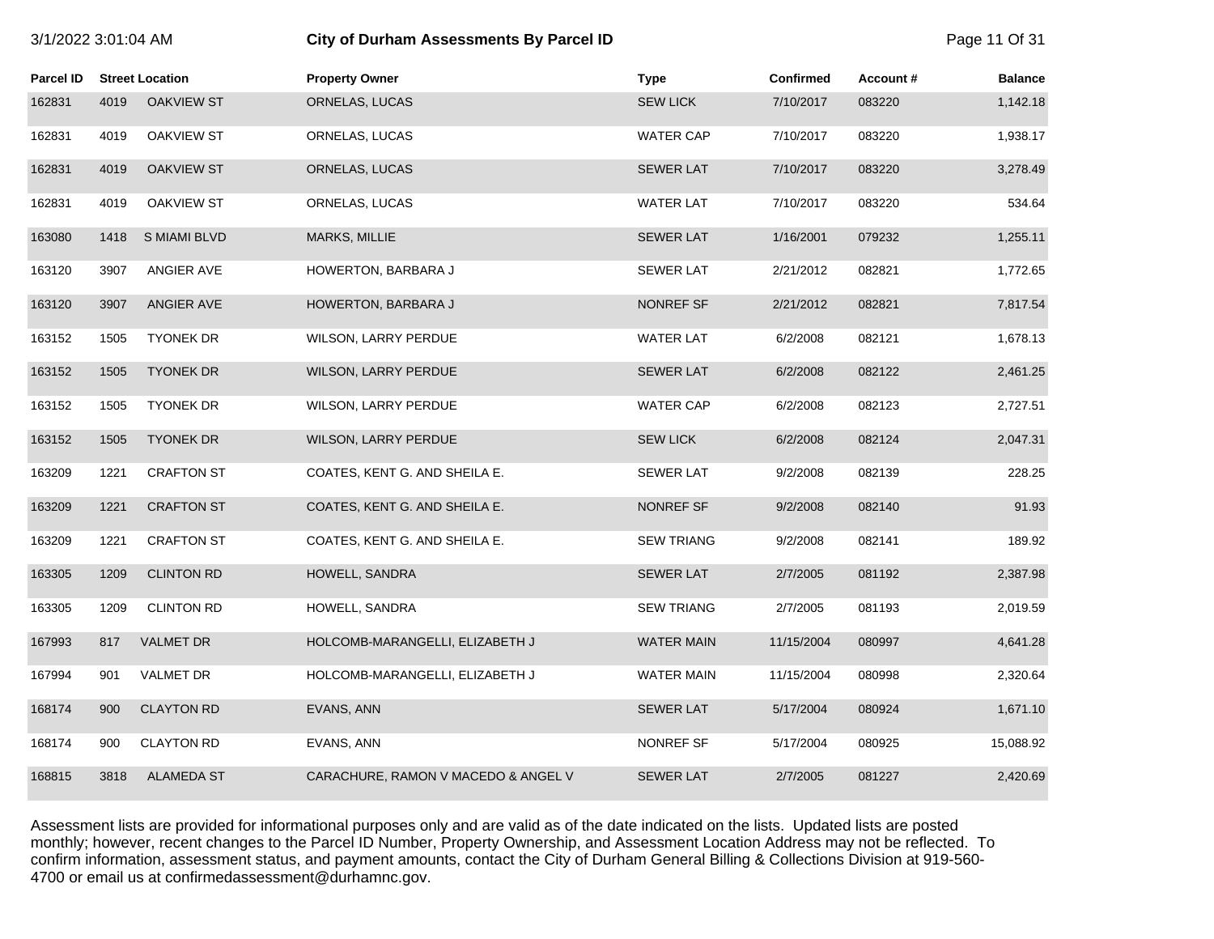| Parcel ID | Street Location | | Property Owner | Type | Confirmed | Account # | Balance |
|---|---|---|---|---|---|---|---|
| 162831 | 4019 | OAKVIEW ST | ORNELAS, LUCAS | SEW LICK | 7/10/2017 | 083220 | 1,142.18 |
| 162831 | 4019 | OAKVIEW ST | ORNELAS, LUCAS | WATER CAP | 7/10/2017 | 083220 | 1,938.17 |
| 162831 | 4019 | OAKVIEW ST | ORNELAS, LUCAS | SEWER LAT | 7/10/2017 | 083220 | 3,278.49 |
| 162831 | 4019 | OAKVIEW ST | ORNELAS, LUCAS | WATER LAT | 7/10/2017 | 083220 | 534.64 |
| 163080 | 1418 | S MIAMI BLVD | MARKS, MILLIE | SEWER LAT | 1/16/2001 | 079232 | 1,255.11 |
| 163120 | 3907 | ANGIER AVE | HOWERTON, BARBARA J | SEWER LAT | 2/21/2012 | 082821 | 1,772.65 |
| 163120 | 3907 | ANGIER AVE | HOWERTON, BARBARA J | NONREF SF | 2/21/2012 | 082821 | 7,817.54 |
| 163152 | 1505 | TYONEK DR | WILSON, LARRY PERDUE | WATER LAT | 6/2/2008 | 082121 | 1,678.13 |
| 163152 | 1505 | TYONEK DR | WILSON, LARRY PERDUE | SEWER LAT | 6/2/2008 | 082122 | 2,461.25 |
| 163152 | 1505 | TYONEK DR | WILSON, LARRY PERDUE | WATER CAP | 6/2/2008 | 082123 | 2,727.51 |
| 163152 | 1505 | TYONEK DR | WILSON, LARRY PERDUE | SEW LICK | 6/2/2008 | 082124 | 2,047.31 |
| 163209 | 1221 | CRAFTON ST | COATES, KENT G. AND SHEILA E. | SEWER LAT | 9/2/2008 | 082139 | 228.25 |
| 163209 | 1221 | CRAFTON ST | COATES, KENT G. AND SHEILA E. | NONREF SF | 9/2/2008 | 082140 | 91.93 |
| 163209 | 1221 | CRAFTON ST | COATES, KENT G. AND SHEILA E. | SEW TRIANG | 9/2/2008 | 082141 | 189.92 |
| 163305 | 1209 | CLINTON RD | HOWELL, SANDRA | SEWER LAT | 2/7/2005 | 081192 | 2,387.98 |
| 163305 | 1209 | CLINTON RD | HOWELL, SANDRA | SEW TRIANG | 2/7/2005 | 081193 | 2,019.59 |
| 167993 | 817 | VALMET DR | HOLCOMB-MARANGELLI, ELIZABETH J | WATER MAIN | 11/15/2004 | 080997 | 4,641.28 |
| 167994 | 901 | VALMET DR | HOLCOMB-MARANGELLI, ELIZABETH J | WATER MAIN | 11/15/2004 | 080998 | 2,320.64 |
| 168174 | 900 | CLAYTON RD | EVANS, ANN | SEWER LAT | 5/17/2004 | 080924 | 1,671.10 |
| 168174 | 900 | CLAYTON RD | EVANS, ANN | NONREF SF | 5/17/2004 | 080925 | 15,088.92 |
| 168815 | 3818 | ALAMEDA ST | CARACHURE, RAMON V MACEDO & ANGEL V | SEWER LAT | 2/7/2005 | 081227 | 2,420.69 |

Assessment lists are provided for informational purposes only and are valid as of the date indicated on the lists. Updated lists are posted monthly; however, recent changes to the Parcel ID Number, Property Ownership, and Assessment Location Address may not be reflected. To confirm information, assessment status, and payment amounts, contact the City of Durham General Billing & Collections Division at 919-560-4700 or email us at confirmedassessment@durhamnc.gov.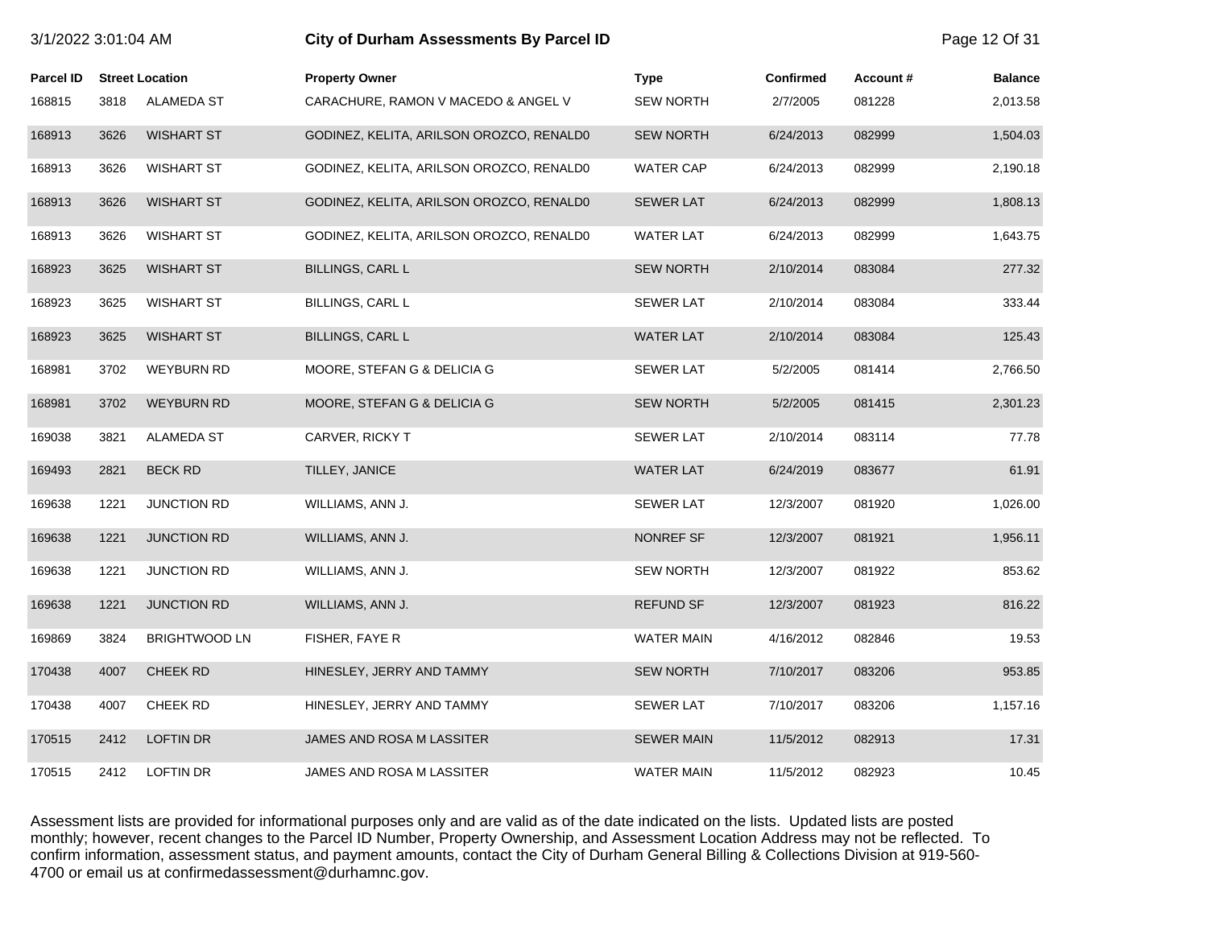# City of Durham Assessments By Parcel ID

3/1/2022 3:01:04 AM

| Parcel ID | Street Location | | Property Owner | Type | Confirmed | Account # | Balance |
|---|---|---|---|---|---|---|---|
| 168815 | 3818 | ALAMEDA ST | CARACHURE, RAMON V MACEDO & ANGEL V | SEW NORTH | 2/7/2005 | 081228 | 2,013.58 |
| 168913 | 3626 | WISHART ST | GODINEZ, KELITA, ARILSON OROZCO, RENALD0 | SEW NORTH | 6/24/2013 | 082999 | 1,504.03 |
| 168913 | 3626 | WISHART ST | GODINEZ, KELITA, ARILSON OROZCO, RENALD0 | WATER CAP | 6/24/2013 | 082999 | 2,190.18 |
| 168913 | 3626 | WISHART ST | GODINEZ, KELITA, ARILSON OROZCO, RENALD0 | SEWER LAT | 6/24/2013 | 082999 | 1,808.13 |
| 168913 | 3626 | WISHART ST | GODINEZ, KELITA, ARILSON OROZCO, RENALD0 | WATER LAT | 6/24/2013 | 082999 | 1,643.75 |
| 168923 | 3625 | WISHART ST | BILLINGS, CARL L | SEW NORTH | 2/10/2014 | 083084 | 277.32 |
| 168923 | 3625 | WISHART ST | BILLINGS, CARL L | SEWER LAT | 2/10/2014 | 083084 | 333.44 |
| 168923 | 3625 | WISHART ST | BILLINGS, CARL L | WATER LAT | 2/10/2014 | 083084 | 125.43 |
| 168981 | 3702 | WEYBURN RD | MOORE, STEFAN G & DELICIA G | SEWER LAT | 5/2/2005 | 081414 | 2,766.50 |
| 168981 | 3702 | WEYBURN RD | MOORE, STEFAN G & DELICIA G | SEW NORTH | 5/2/2005 | 081415 | 2,301.23 |
| 169038 | 3821 | ALAMEDA ST | CARVER, RICKY T | SEWER LAT | 2/10/2014 | 083114 | 77.78 |
| 169493 | 2821 | BECK RD | TILLEY, JANICE | WATER LAT | 6/24/2019 | 083677 | 61.91 |
| 169638 | 1221 | JUNCTION RD | WILLIAMS, ANN J. | SEWER LAT | 12/3/2007 | 081920 | 1,026.00 |
| 169638 | 1221 | JUNCTION RD | WILLIAMS, ANN J. | NONREF SF | 12/3/2007 | 081921 | 1,956.11 |
| 169638 | 1221 | JUNCTION RD | WILLIAMS, ANN J. | SEW NORTH | 12/3/2007 | 081922 | 853.62 |
| 169638 | 1221 | JUNCTION RD | WILLIAMS, ANN J. | REFUND SF | 12/3/2007 | 081923 | 816.22 |
| 169869 | 3824 | BRIGHTWOOD LN | FISHER, FAYE R | WATER MAIN | 4/16/2012 | 082846 | 19.53 |
| 170438 | 4007 | CHEEK RD | HINESLEY, JERRY AND TAMMY | SEW NORTH | 7/10/2017 | 083206 | 953.85 |
| 170438 | 4007 | CHEEK RD | HINESLEY, JERRY AND TAMMY | SEWER LAT | 7/10/2017 | 083206 | 1,157.16 |
| 170515 | 2412 | LOFTIN DR | JAMES AND ROSA M LASSITER | SEWER MAIN | 11/5/2012 | 082913 | 17.31 |
| 170515 | 2412 | LOFTIN DR | JAMES AND ROSA M LASSITER | WATER MAIN | 11/5/2012 | 082923 | 10.45 |

Assessment lists are provided for informational purposes only and are valid as of the date indicated on the lists. Updated lists are posted monthly; however, recent changes to the Parcel ID Number, Property Ownership, and Assessment Location Address may not be reflected. To confirm information, assessment status, and payment amounts, contact the City of Durham General Billing & Collections Division at 919-560-4700 or email us at confirmedassessment@durhamnc.gov.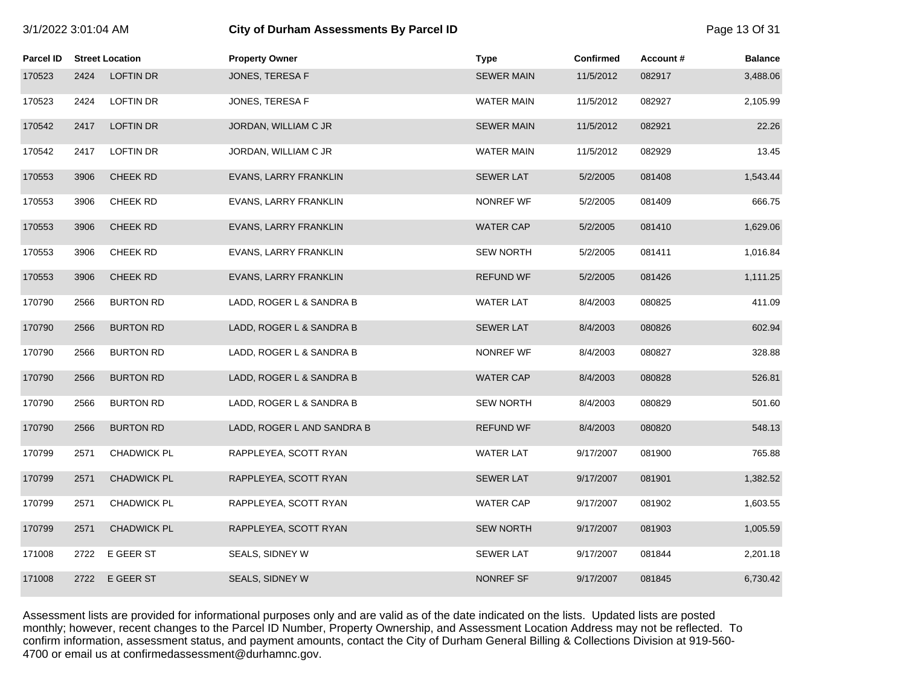# City of Durham Assessments By Parcel ID

3/1/2022 3:01:04 AM

| Parcel ID | Street Location | | Property Owner | Type | Confirmed | Account # | Balance |
|---|---|---|---|---|---|---|---|
| 170523 | 2424 | LOFTIN DR | JONES, TERESA F | SEWER MAIN | 11/5/2012 | 082917 | 3,488.06 |
| 170523 | 2424 | LOFTIN DR | JONES, TERESA F | WATER MAIN | 11/5/2012 | 082927 | 2,105.99 |
| 170542 | 2417 | LOFTIN DR | JORDAN, WILLIAM C JR | SEWER MAIN | 11/5/2012 | 082921 | 22.26 |
| 170542 | 2417 | LOFTIN DR | JORDAN, WILLIAM C JR | WATER MAIN | 11/5/2012 | 082929 | 13.45 |
| 170553 | 3906 | CHEEK RD | EVANS, LARRY FRANKLIN | SEWER LAT | 5/2/2005 | 081408 | 1,543.44 |
| 170553 | 3906 | CHEEK RD | EVANS, LARRY FRANKLIN | NONREF WF | 5/2/2005 | 081409 | 666.75 |
| 170553 | 3906 | CHEEK RD | EVANS, LARRY FRANKLIN | WATER CAP | 5/2/2005 | 081410 | 1,629.06 |
| 170553 | 3906 | CHEEK RD | EVANS, LARRY FRANKLIN | SEW NORTH | 5/2/2005 | 081411 | 1,016.84 |
| 170553 | 3906 | CHEEK RD | EVANS, LARRY FRANKLIN | REFUND WF | 5/2/2005 | 081426 | 1,111.25 |
| 170790 | 2566 | BURTON RD | LADD, ROGER L & SANDRA B | WATER LAT | 8/4/2003 | 080825 | 411.09 |
| 170790 | 2566 | BURTON RD | LADD, ROGER L & SANDRA B | SEWER LAT | 8/4/2003 | 080826 | 602.94 |
| 170790 | 2566 | BURTON RD | LADD, ROGER L & SANDRA B | NONREF WF | 8/4/2003 | 080827 | 328.88 |
| 170790 | 2566 | BURTON RD | LADD, ROGER L & SANDRA B | WATER CAP | 8/4/2003 | 080828 | 526.81 |
| 170790 | 2566 | BURTON RD | LADD, ROGER L & SANDRA B | SEW NORTH | 8/4/2003 | 080829 | 501.60 |
| 170790 | 2566 | BURTON RD | LADD, ROGER L AND SANDRA B | REFUND WF | 8/4/2003 | 080820 | 548.13 |
| 170799 | 2571 | CHADWICK PL | RAPPLEYEA, SCOTT RYAN | WATER LAT | 9/17/2007 | 081900 | 765.88 |
| 170799 | 2571 | CHADWICK PL | RAPPLEYEA, SCOTT RYAN | SEWER LAT | 9/17/2007 | 081901 | 1,382.52 |
| 170799 | 2571 | CHADWICK PL | RAPPLEYEA, SCOTT RYAN | WATER CAP | 9/17/2007 | 081902 | 1,603.55 |
| 170799 | 2571 | CHADWICK PL | RAPPLEYEA, SCOTT RYAN | SEW NORTH | 9/17/2007 | 081903 | 1,005.59 |
| 171008 | 2722 | E GEER ST | SEALS, SIDNEY W | SEWER LAT | 9/17/2007 | 081844 | 2,201.18 |
| 171008 | 2722 | E GEER ST | SEALS, SIDNEY W | NONREF SF | 9/17/2007 | 081845 | 6,730.42 |

Assessment lists are provided for informational purposes only and are valid as of the date indicated on the lists. Updated lists are posted monthly; however, recent changes to the Parcel ID Number, Property Ownership, and Assessment Location Address may not be reflected. To confirm information, assessment status, and payment amounts, contact the City of Durham General Billing & Collections Division at 919-560-4700 or email us at confirmedassessment@durhamnc.gov.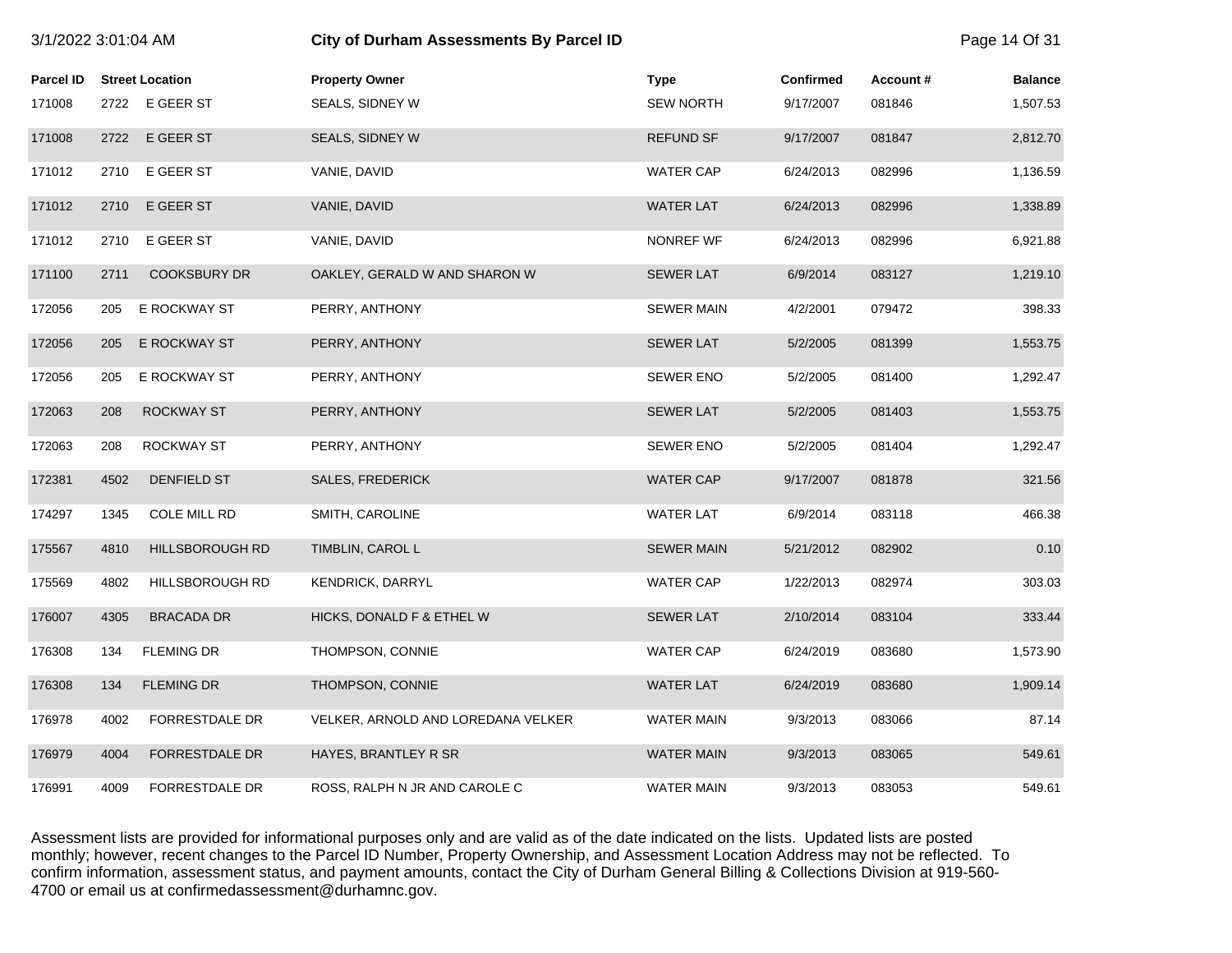| Parcel ID | Street Location | | Property Owner | Type | Confirmed | Account # | Balance |
|---|---|---|---|---|---|---|---|
| 171008 | 2722 | E GEER ST | SEALS, SIDNEY W | SEW NORTH | 9/17/2007 | 081846 | 1,507.53 |
| 171008 | 2722 | E GEER ST | SEALS, SIDNEY W | REFUND SF | 9/17/2007 | 081847 | 2,812.70 |
| 171012 | 2710 | E GEER ST | VANIE, DAVID | WATER CAP | 6/24/2013 | 082996 | 1,136.59 |
| 171012 | 2710 | E GEER ST | VANIE, DAVID | WATER LAT | 6/24/2013 | 082996 | 1,338.89 |
| 171012 | 2710 | E GEER ST | VANIE, DAVID | NONREF WF | 6/24/2013 | 082996 | 6,921.88 |
| 171100 | 2711 | COOKSBURY DR | OAKLEY, GERALD W AND SHARON W | SEWER LAT | 6/9/2014 | 083127 | 1,219.10 |
| 172056 | 205 | E ROCKWAY ST | PERRY, ANTHONY | SEWER MAIN | 4/2/2001 | 079472 | 398.33 |
| 172056 | 205 | E ROCKWAY ST | PERRY, ANTHONY | SEWER LAT | 5/2/2005 | 081399 | 1,553.75 |
| 172056 | 205 | E ROCKWAY ST | PERRY, ANTHONY | SEWER ENO | 5/2/2005 | 081400 | 1,292.47 |
| 172063 | 208 | ROCKWAY ST | PERRY, ANTHONY | SEWER LAT | 5/2/2005 | 081403 | 1,553.75 |
| 172063 | 208 | ROCKWAY ST | PERRY, ANTHONY | SEWER ENO | 5/2/2005 | 081404 | 1,292.47 |
| 172381 | 4502 | DENFIELD ST | SALES, FREDERICK | WATER CAP | 9/17/2007 | 081878 | 321.56 |
| 174297 | 1345 | COLE MILL RD | SMITH, CAROLINE | WATER LAT | 6/9/2014 | 083118 | 466.38 |
| 175567 | 4810 | HILLSBOROUGH RD | TIMBLIN, CAROL L | SEWER MAIN | 5/21/2012 | 082902 | 0.10 |
| 175569 | 4802 | HILLSBOROUGH RD | KENDRICK, DARRYL | WATER CAP | 1/22/2013 | 082974 | 303.03 |
| 176007 | 4305 | BRACADA DR | HICKS, DONALD F & ETHEL W | SEWER LAT | 2/10/2014 | 083104 | 333.44 |
| 176308 | 134 | FLEMING DR | THOMPSON, CONNIE | WATER CAP | 6/24/2019 | 083680 | 1,573.90 |
| 176308 | 134 | FLEMING DR | THOMPSON, CONNIE | WATER LAT | 6/24/2019 | 083680 | 1,909.14 |
| 176978 | 4002 | FORRESTDALE DR | VELKER, ARNOLD AND LOREDANA VELKER | WATER MAIN | 9/3/2013 | 083066 | 87.14 |
| 176979 | 4004 | FORRESTDALE DR | HAYES, BRANTLEY R SR | WATER MAIN | 9/3/2013 | 083065 | 549.61 |
| 176991 | 4009 | FORRESTDALE DR | ROSS, RALPH N JR AND CAROLE C | WATER MAIN | 9/3/2013 | 083053 | 549.61 |

Assessment lists are provided for informational purposes only and are valid as of the date indicated on the lists. Updated lists are posted monthly; however, recent changes to the Parcel ID Number, Property Ownership, and Assessment Location Address may not be reflected. To confirm information, assessment status, and payment amounts, contact the City of Durham General Billing & Collections Division at 919-560-4700 or email us at confirmedassessment@durhamnc.gov.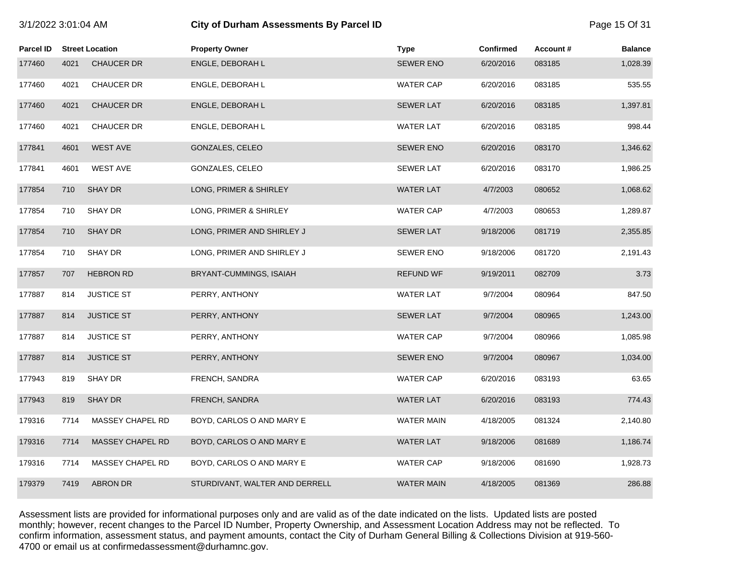| Parcel ID | Street Location | | Property Owner | Type | Confirmed | Account # | Balance |
|---|---|---|---|---|---|---|---|
| 177460 | 4021 | CHAUCER DR | ENGLE, DEBORAH L | SEWER ENO | 6/20/2016 | 083185 | 1,028.39 |
| 177460 | 4021 | CHAUCER DR | ENGLE, DEBORAH L | WATER CAP | 6/20/2016 | 083185 | 535.55 |
| 177460 | 4021 | CHAUCER DR | ENGLE, DEBORAH L | SEWER LAT | 6/20/2016 | 083185 | 1,397.81 |
| 177460 | 4021 | CHAUCER DR | ENGLE, DEBORAH L | WATER LAT | 6/20/2016 | 083185 | 998.44 |
| 177841 | 4601 | WEST AVE | GONZALES, CELEO | SEWER ENO | 6/20/2016 | 083170 | 1,346.62 |
| 177841 | 4601 | WEST AVE | GONZALES, CELEO | SEWER LAT | 6/20/2016 | 083170 | 1,986.25 |
| 177854 | 710 | SHAY DR | LONG, PRIMER & SHIRLEY | WATER LAT | 4/7/2003 | 080652 | 1,068.62 |
| 177854 | 710 | SHAY DR | LONG, PRIMER & SHIRLEY | WATER CAP | 4/7/2003 | 080653 | 1,289.87 |
| 177854 | 710 | SHAY DR | LONG, PRIMER AND SHIRLEY J | SEWER LAT | 9/18/2006 | 081719 | 2,355.85 |
| 177854 | 710 | SHAY DR | LONG, PRIMER AND SHIRLEY J | SEWER ENO | 9/18/2006 | 081720 | 2,191.43 |
| 177857 | 707 | HEBRON RD | BRYANT-CUMMINGS, ISAIAH | REFUND WF | 9/19/2011 | 082709 | 3.73 |
| 177887 | 814 | JUSTICE ST | PERRY, ANTHONY | WATER LAT | 9/7/2004 | 080964 | 847.50 |
| 177887 | 814 | JUSTICE ST | PERRY, ANTHONY | SEWER LAT | 9/7/2004 | 080965 | 1,243.00 |
| 177887 | 814 | JUSTICE ST | PERRY, ANTHONY | WATER CAP | 9/7/2004 | 080966 | 1,085.98 |
| 177887 | 814 | JUSTICE ST | PERRY, ANTHONY | SEWER ENO | 9/7/2004 | 080967 | 1,034.00 |
| 177943 | 819 | SHAY DR | FRENCH, SANDRA | WATER CAP | 6/20/2016 | 083193 | 63.65 |
| 177943 | 819 | SHAY DR | FRENCH, SANDRA | WATER LAT | 6/20/2016 | 083193 | 774.43 |
| 179316 | 7714 | MASSEY CHAPEL RD | BOYD, CARLOS O AND MARY E | WATER MAIN | 4/18/2005 | 081324 | 2,140.80 |
| 179316 | 7714 | MASSEY CHAPEL RD | BOYD, CARLOS O AND MARY E | WATER LAT | 9/18/2006 | 081689 | 1,186.74 |
| 179316 | 7714 | MASSEY CHAPEL RD | BOYD, CARLOS O AND MARY E | WATER CAP | 9/18/2006 | 081690 | 1,928.73 |
| 179379 | 7419 | ABRON DR | STURDIVANT, WALTER AND DERRELL | WATER MAIN | 4/18/2005 | 081369 | 286.88 |

Assessment lists are provided for informational purposes only and are valid as of the date indicated on the lists. Updated lists are posted monthly; however, recent changes to the Parcel ID Number, Property Ownership, and Assessment Location Address may not be reflected. To confirm information, assessment status, and payment amounts, contact the City of Durham General Billing & Collections Division at 919-560-4700 or email us at confirmedassessment@durhamnc.gov.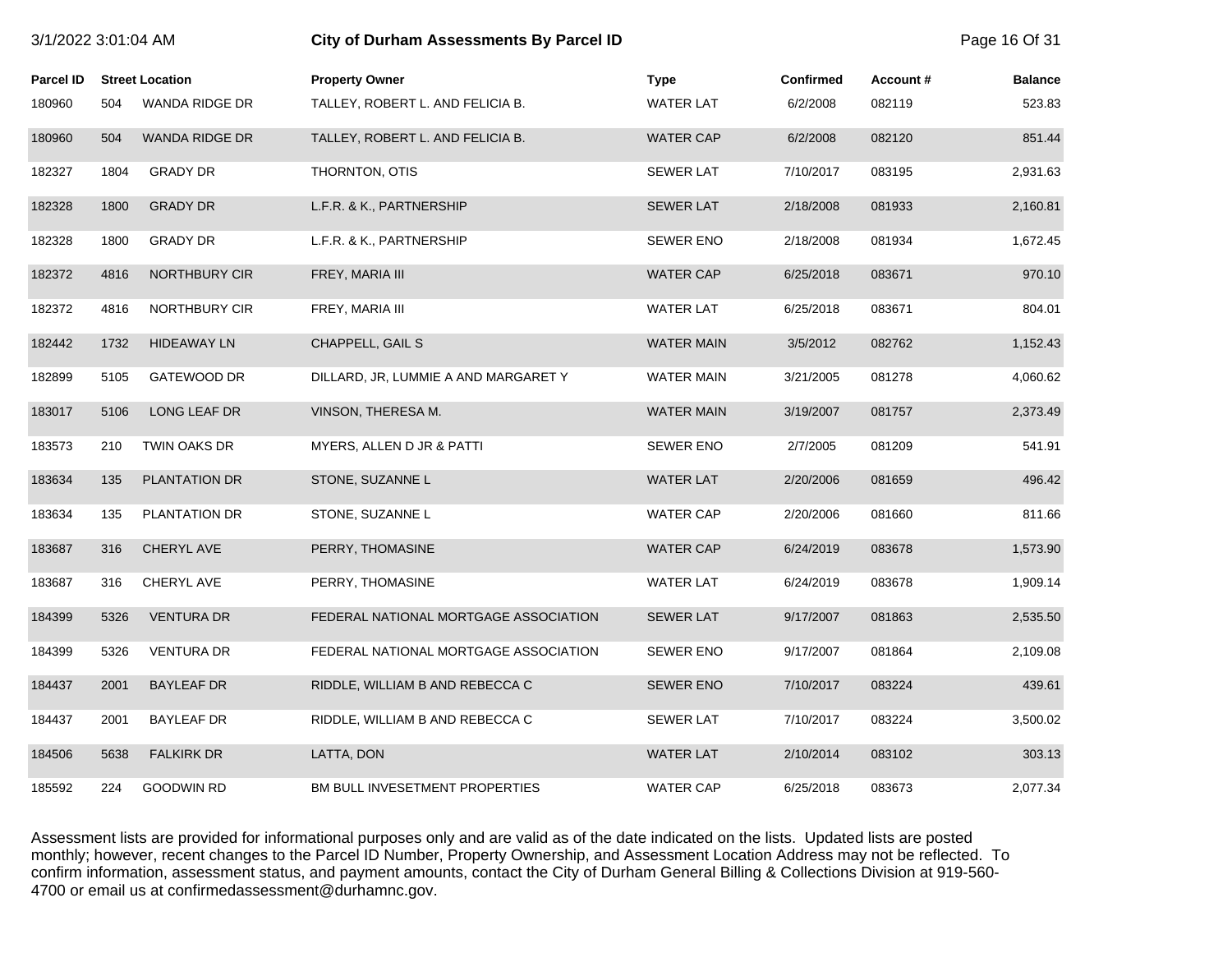# City of Durham Assessments By Parcel ID

3/1/2022 3:01:04 AM

| Parcel ID | Street Location | | Property Owner | Type | Confirmed | Account # | Balance |
|---|---|---|---|---|---|---|---|
| 180960 | 504 | WANDA RIDGE DR | TALLEY, ROBERT L. AND FELICIA B. | WATER LAT | 6/2/2008 | 082119 | 523.83 |
| 180960 | 504 | WANDA RIDGE DR | TALLEY, ROBERT L. AND FELICIA B. | WATER CAP | 6/2/2008 | 082120 | 851.44 |
| 182327 | 1804 | GRADY DR | THORNTON, OTIS | SEWER LAT | 7/10/2017 | 083195 | 2,931.63 |
| 182328 | 1800 | GRADY DR | L.F.R. & K., PARTNERSHIP | SEWER LAT | 2/18/2008 | 081933 | 2,160.81 |
| 182328 | 1800 | GRADY DR | L.F.R. & K., PARTNERSHIP | SEWER ENO | 2/18/2008 | 081934 | 1,672.45 |
| 182372 | 4816 | NORTHBURY CIR | FREY, MARIA III | WATER CAP | 6/25/2018 | 083671 | 970.10 |
| 182372 | 4816 | NORTHBURY CIR | FREY, MARIA III | WATER LAT | 6/25/2018 | 083671 | 804.01 |
| 182442 | 1732 | HIDEAWAY LN | CHAPPELL, GAIL S | WATER MAIN | 3/5/2012 | 082762 | 1,152.43 |
| 182899 | 5105 | GATEWOOD DR | DILLARD, JR, LUMMIE A AND MARGARET Y | WATER MAIN | 3/21/2005 | 081278 | 4,060.62 |
| 183017 | 5106 | LONG LEAF DR | VINSON, THERESA M. | WATER MAIN | 3/19/2007 | 081757 | 2,373.49 |
| 183573 | 210 | TWIN OAKS DR | MYERS, ALLEN D JR & PATTI | SEWER ENO | 2/7/2005 | 081209 | 541.91 |
| 183634 | 135 | PLANTATION DR | STONE, SUZANNE L | WATER LAT | 2/20/2006 | 081659 | 496.42 |
| 183634 | 135 | PLANTATION DR | STONE, SUZANNE L | WATER CAP | 2/20/2006 | 081660 | 811.66 |
| 183687 | 316 | CHERYL AVE | PERRY, THOMASINE | WATER CAP | 6/24/2019 | 083678 | 1,573.90 |
| 183687 | 316 | CHERYL AVE | PERRY, THOMASINE | WATER LAT | 6/24/2019 | 083678 | 1,909.14 |
| 184399 | 5326 | VENTURA DR | FEDERAL NATIONAL MORTGAGE ASSOCIATION | SEWER LAT | 9/17/2007 | 081863 | 2,535.50 |
| 184399 | 5326 | VENTURA DR | FEDERAL NATIONAL MORTGAGE ASSOCIATION | SEWER ENO | 9/17/2007 | 081864 | 2,109.08 |
| 184437 | 2001 | BAYLEAF DR | RIDDLE, WILLIAM B AND REBECCA C | SEWER ENO | 7/10/2017 | 083224 | 439.61 |
| 184437 | 2001 | BAYLEAF DR | RIDDLE, WILLIAM B AND REBECCA C | SEWER LAT | 7/10/2017 | 083224 | 3,500.02 |
| 184506 | 5638 | FALKIRK DR | LATTA, DON | WATER LAT | 2/10/2014 | 083102 | 303.13 |
| 185592 | 224 | GOODWIN RD | BM BULL INVESETMENT PROPERTIES | WATER CAP | 6/25/2018 | 083673 | 2,077.34 |

Assessment lists are provided for informational purposes only and are valid as of the date indicated on the lists. Updated lists are posted monthly; however, recent changes to the Parcel ID Number, Property Ownership, and Assessment Location Address may not be reflected. To confirm information, assessment status, and payment amounts, contact the City of Durham General Billing & Collections Division at 919-560-4700 or email us at confirmedassessment@durhamnc.gov.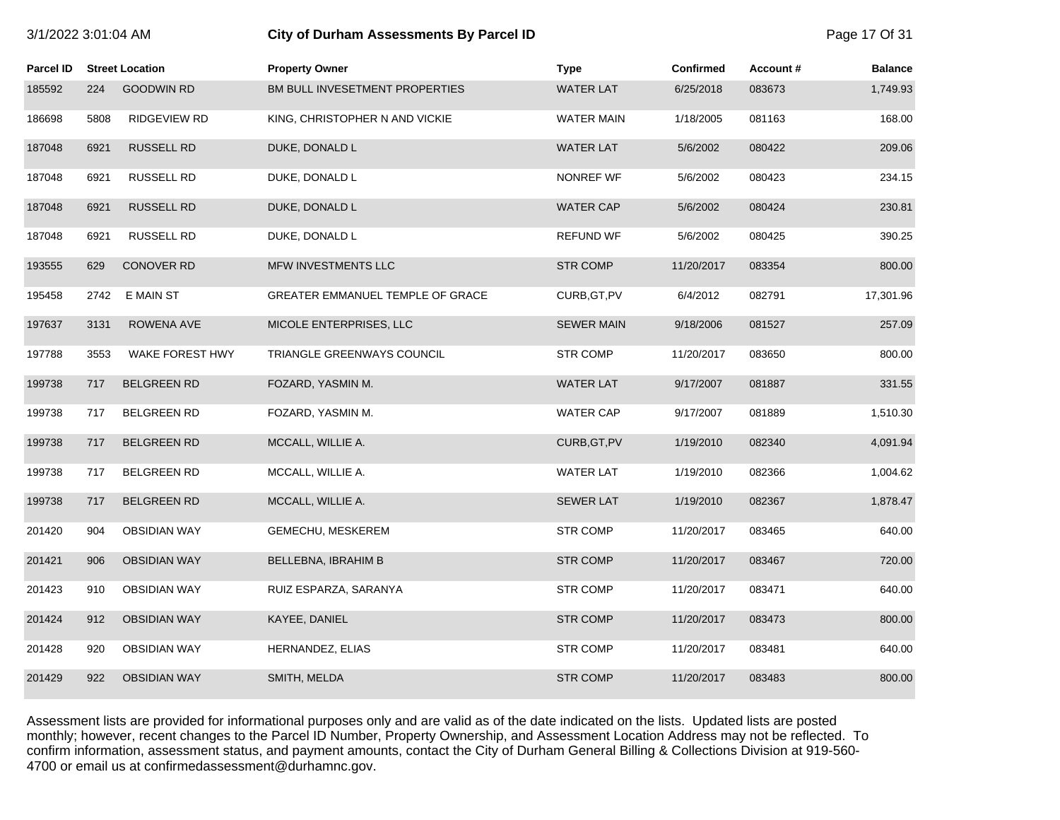# City of Durham Assessments By Parcel ID

3/1/2022 3:01:04 AM

| Parcel ID | Street Location | | Property Owner | Type | Confirmed | Account # | Balance |
|---|---|---|---|---|---|---|---|
| 185592 | 224 | GOODWIN RD | BM BULL INVESETMENT PROPERTIES | WATER LAT | 6/25/2018 | 083673 | 1,749.93 |
| 186698 | 5808 | RIDGEVIEW RD | KING, CHRISTOPHER N AND VICKIE | WATER MAIN | 1/18/2005 | 081163 | 168.00 |
| 187048 | 6921 | RUSSELL RD | DUKE, DONALD L | WATER LAT | 5/6/2002 | 080422 | 209.06 |
| 187048 | 6921 | RUSSELL RD | DUKE, DONALD L | NONREF WF | 5/6/2002 | 080423 | 234.15 |
| 187048 | 6921 | RUSSELL RD | DUKE, DONALD L | WATER CAP | 5/6/2002 | 080424 | 230.81 |
| 187048 | 6921 | RUSSELL RD | DUKE, DONALD L | REFUND WF | 5/6/2002 | 080425 | 390.25 |
| 193555 | 629 | CONOVER RD | MFW INVESTMENTS LLC | STR COMP | 11/20/2017 | 083354 | 800.00 |
| 195458 | 2742 | E MAIN ST | GREATER EMMANUEL TEMPLE OF GRACE | CURB,GT,PV | 6/4/2012 | 082791 | 17,301.96 |
| 197637 | 3131 | ROWENA AVE | MICOLE ENTERPRISES, LLC | SEWER MAIN | 9/18/2006 | 081527 | 257.09 |
| 197788 | 3553 | WAKE FOREST HWY | TRIANGLE GREENWAYS COUNCIL | STR COMP | 11/20/2017 | 083650 | 800.00 |
| 199738 | 717 | BELGREEN RD | FOZARD, YASMIN M. | WATER LAT | 9/17/2007 | 081887 | 331.55 |
| 199738 | 717 | BELGREEN RD | FOZARD, YASMIN M. | WATER CAP | 9/17/2007 | 081889 | 1,510.30 |
| 199738 | 717 | BELGREEN RD | MCCALL, WILLIE A. | CURB,GT,PV | 1/19/2010 | 082340 | 4,091.94 |
| 199738 | 717 | BELGREEN RD | MCCALL, WILLIE A. | WATER LAT | 1/19/2010 | 082366 | 1,004.62 |
| 199738 | 717 | BELGREEN RD | MCCALL, WILLIE A. | SEWER LAT | 1/19/2010 | 082367 | 1,878.47 |
| 201420 | 904 | OBSIDIAN WAY | GEMECHU, MESKEREM | STR COMP | 11/20/2017 | 083465 | 640.00 |
| 201421 | 906 | OBSIDIAN WAY | BELLEBNA, IBRAHIM B | STR COMP | 11/20/2017 | 083467 | 720.00 |
| 201423 | 910 | OBSIDIAN WAY | RUIZ ESPARZA, SARANYA | STR COMP | 11/20/2017 | 083471 | 640.00 |
| 201424 | 912 | OBSIDIAN WAY | KAYEE, DANIEL | STR COMP | 11/20/2017 | 083473 | 800.00 |
| 201428 | 920 | OBSIDIAN WAY | HERNANDEZ, ELIAS | STR COMP | 11/20/2017 | 083481 | 640.00 |
| 201429 | 922 | OBSIDIAN WAY | SMITH, MELDA | STR COMP | 11/20/2017 | 083483 | 800.00 |

Assessment lists are provided for informational purposes only and are valid as of the date indicated on the lists. Updated lists are posted monthly; however, recent changes to the Parcel ID Number, Property Ownership, and Assessment Location Address may not be reflected. To confirm information, assessment status, and payment amounts, contact the City of Durham General Billing & Collections Division at 919-560-4700 or email us at confirmedassessment@durhamnc.gov.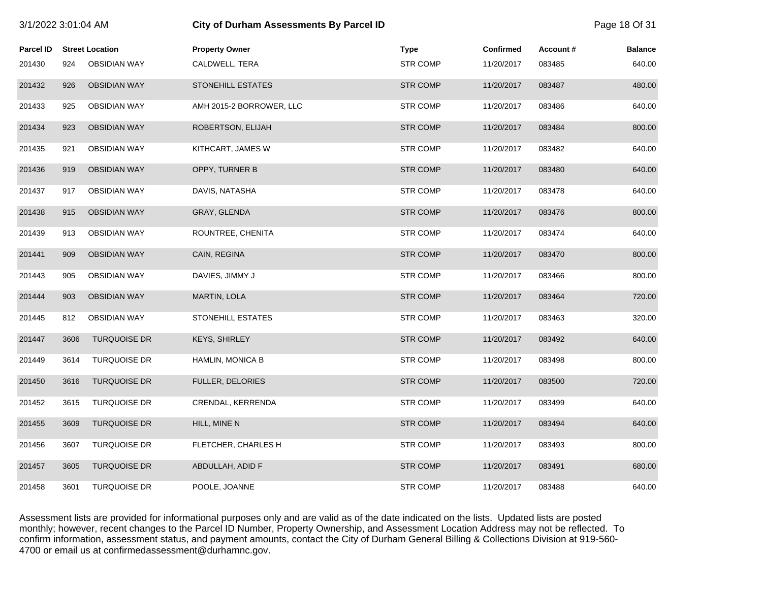| Parcel ID | Street Location | | Property Owner | Type | Confirmed | Account # | Balance |
|---|---|---|---|---|---|---|---|
| 201430 | 924 | OBSIDIAN WAY | CALDWELL, TERA | STR COMP | 11/20/2017 | 083485 | 640.00 |
| 201432 | 926 | OBSIDIAN WAY | STONEHILL ESTATES | STR COMP | 11/20/2017 | 083487 | 480.00 |
| 201433 | 925 | OBSIDIAN WAY | AMH 2015-2 BORROWER, LLC | STR COMP | 11/20/2017 | 083486 | 640.00 |
| 201434 | 923 | OBSIDIAN WAY | ROBERTSON, ELIJAH | STR COMP | 11/20/2017 | 083484 | 800.00 |
| 201435 | 921 | OBSIDIAN WAY | KITHCART, JAMES W | STR COMP | 11/20/2017 | 083482 | 640.00 |
| 201436 | 919 | OBSIDIAN WAY | OPPY, TURNER B | STR COMP | 11/20/2017 | 083480 | 640.00 |
| 201437 | 917 | OBSIDIAN WAY | DAVIS, NATASHA | STR COMP | 11/20/2017 | 083478 | 640.00 |
| 201438 | 915 | OBSIDIAN WAY | GRAY, GLENDA | STR COMP | 11/20/2017 | 083476 | 800.00 |
| 201439 | 913 | OBSIDIAN WAY | ROUNTREE, CHENITA | STR COMP | 11/20/2017 | 083474 | 640.00 |
| 201441 | 909 | OBSIDIAN WAY | CAIN, REGINA | STR COMP | 11/20/2017 | 083470 | 800.00 |
| 201443 | 905 | OBSIDIAN WAY | DAVIES, JIMMY J | STR COMP | 11/20/2017 | 083466 | 800.00 |
| 201444 | 903 | OBSIDIAN WAY | MARTIN, LOLA | STR COMP | 11/20/2017 | 083464 | 720.00 |
| 201445 | 812 | OBSIDIAN WAY | STONEHILL ESTATES | STR COMP | 11/20/2017 | 083463 | 320.00 |
| 201447 | 3606 | TURQUOISE DR | KEYS, SHIRLEY | STR COMP | 11/20/2017 | 083492 | 640.00 |
| 201449 | 3614 | TURQUOISE DR | HAMLIN, MONICA B | STR COMP | 11/20/2017 | 083498 | 800.00 |
| 201450 | 3616 | TURQUOISE DR | FULLER, DELORIES | STR COMP | 11/20/2017 | 083500 | 720.00 |
| 201452 | 3615 | TURQUOISE DR | CRENDAL, KERRENDA | STR COMP | 11/20/2017 | 083499 | 640.00 |
| 201455 | 3609 | TURQUOISE DR | HILL, MINE N | STR COMP | 11/20/2017 | 083494 | 640.00 |
| 201456 | 3607 | TURQUOISE DR | FLETCHER, CHARLES H | STR COMP | 11/20/2017 | 083493 | 800.00 |
| 201457 | 3605 | TURQUOISE DR | ABDULLAH, ADID F | STR COMP | 11/20/2017 | 083491 | 680.00 |
| 201458 | 3601 | TURQUOISE DR | POOLE, JOANNE | STR COMP | 11/20/2017 | 083488 | 640.00 |

Assessment lists are provided for informational purposes only and are valid as of the date indicated on the lists. Updated lists are posted monthly; however, recent changes to the Parcel ID Number, Property Ownership, and Assessment Location Address may not be reflected. To confirm information, assessment status, and payment amounts, contact the City of Durham General Billing & Collections Division at 919-560-4700 or email us at confirmedassessment@durhamnc.gov.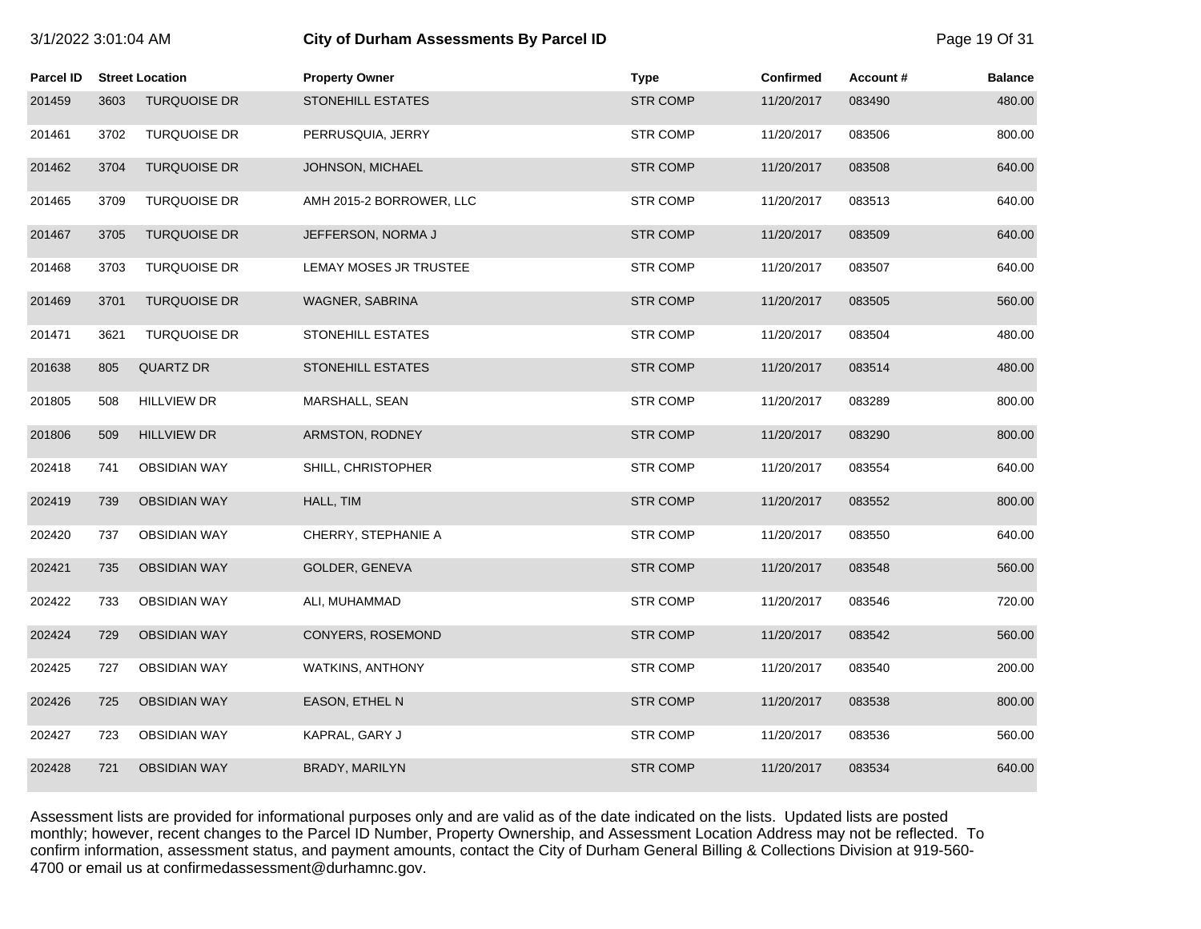# City of Durham Assessments By Parcel ID

3/1/2022 3:01:04 AM

| Parcel ID | Street Location | | Property Owner | Type | Confirmed | Account # | Balance |
|---|---|---|---|---|---|---|---|
| 201459 | 3603 | TURQUOISE DR | STONEHILL ESTATES | STR COMP | 11/20/2017 | 083490 | 480.00 |
| 201461 | 3702 | TURQUOISE DR | PERRUSQUIA, JERRY | STR COMP | 11/20/2017 | 083506 | 800.00 |
| 201462 | 3704 | TURQUOISE DR | JOHNSON, MICHAEL | STR COMP | 11/20/2017 | 083508 | 640.00 |
| 201465 | 3709 | TURQUOISE DR | AMH 2015-2 BORROWER, LLC | STR COMP | 11/20/2017 | 083513 | 640.00 |
| 201467 | 3705 | TURQUOISE DR | JEFFERSON, NORMA J | STR COMP | 11/20/2017 | 083509 | 640.00 |
| 201468 | 3703 | TURQUOISE DR | LEMAY MOSES JR TRUSTEE | STR COMP | 11/20/2017 | 083507 | 640.00 |
| 201469 | 3701 | TURQUOISE DR | WAGNER, SABRINA | STR COMP | 11/20/2017 | 083505 | 560.00 |
| 201471 | 3621 | TURQUOISE DR | STONEHILL ESTATES | STR COMP | 11/20/2017 | 083504 | 480.00 |
| 201638 | 805 | QUARTZ DR | STONEHILL ESTATES | STR COMP | 11/20/2017 | 083514 | 480.00 |
| 201805 | 508 | HILLVIEW DR | MARSHALL, SEAN | STR COMP | 11/20/2017 | 083289 | 800.00 |
| 201806 | 509 | HILLVIEW DR | ARMSTON, RODNEY | STR COMP | 11/20/2017 | 083290 | 800.00 |
| 202418 | 741 | OBSIDIAN WAY | SHILL, CHRISTOPHER | STR COMP | 11/20/2017 | 083554 | 640.00 |
| 202419 | 739 | OBSIDIAN WAY | HALL, TIM | STR COMP | 11/20/2017 | 083552 | 800.00 |
| 202420 | 737 | OBSIDIAN WAY | CHERRY, STEPHANIE A | STR COMP | 11/20/2017 | 083550 | 640.00 |
| 202421 | 735 | OBSIDIAN WAY | GOLDER, GENEVA | STR COMP | 11/20/2017 | 083548 | 560.00 |
| 202422 | 733 | OBSIDIAN WAY | ALI, MUHAMMAD | STR COMP | 11/20/2017 | 083546 | 720.00 |
| 202424 | 729 | OBSIDIAN WAY | CONYERS, ROSEMOND | STR COMP | 11/20/2017 | 083542 | 560.00 |
| 202425 | 727 | OBSIDIAN WAY | WATKINS, ANTHONY | STR COMP | 11/20/2017 | 083540 | 200.00 |
| 202426 | 725 | OBSIDIAN WAY | EASON, ETHEL N | STR COMP | 11/20/2017 | 083538 | 800.00 |
| 202427 | 723 | OBSIDIAN WAY | KAPRAL, GARY J | STR COMP | 11/20/2017 | 083536 | 560.00 |
| 202428 | 721 | OBSIDIAN WAY | BRADY, MARILYN | STR COMP | 11/20/2017 | 083534 | 640.00 |

Assessment lists are provided for informational purposes only and are valid as of the date indicated on the lists. Updated lists are posted monthly; however, recent changes to the Parcel ID Number, Property Ownership, and Assessment Location Address may not be reflected. To confirm information, assessment status, and payment amounts, contact the City of Durham General Billing & Collections Division at 919-560-4700 or email us at confirmedassessment@durhamnc.gov.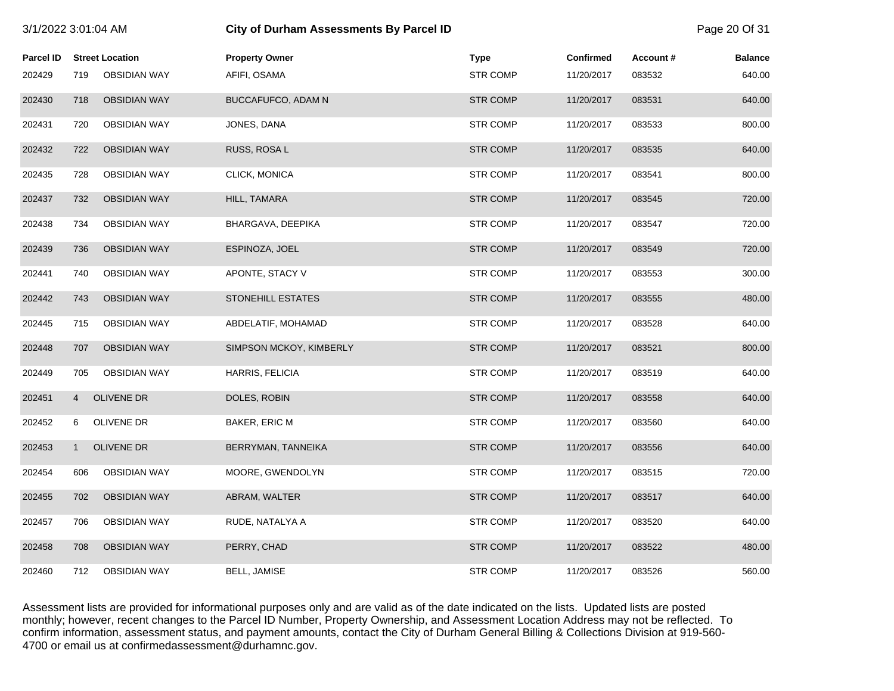| Parcel ID | Street Location | Property Owner | Type | Confirmed | Account # | Balance |
| --- | --- | --- | --- | --- | --- | --- |
| 202429 | 719 OBSIDIAN WAY | AFIFI, OSAMA | STR COMP | 11/20/2017 | 083532 | 640.00 |
| 202430 | 718 OBSIDIAN WAY | BUCCAFUFCO, ADAM N | STR COMP | 11/20/2017 | 083531 | 640.00 |
| 202431 | 720 OBSIDIAN WAY | JONES, DANA | STR COMP | 11/20/2017 | 083533 | 800.00 |
| 202432 | 722 OBSIDIAN WAY | RUSS, ROSA L | STR COMP | 11/20/2017 | 083535 | 640.00 |
| 202435 | 728 OBSIDIAN WAY | CLICK, MONICA | STR COMP | 11/20/2017 | 083541 | 800.00 |
| 202437 | 732 OBSIDIAN WAY | HILL, TAMARA | STR COMP | 11/20/2017 | 083545 | 720.00 |
| 202438 | 734 OBSIDIAN WAY | BHARGAVA, DEEPIKA | STR COMP | 11/20/2017 | 083547 | 720.00 |
| 202439 | 736 OBSIDIAN WAY | ESPINOZA, JOEL | STR COMP | 11/20/2017 | 083549 | 720.00 |
| 202441 | 740 OBSIDIAN WAY | APONTE, STACY V | STR COMP | 11/20/2017 | 083553 | 300.00 |
| 202442 | 743 OBSIDIAN WAY | STONEHILL ESTATES | STR COMP | 11/20/2017 | 083555 | 480.00 |
| 202445 | 715 OBSIDIAN WAY | ABDELATIF, MOHAMAD | STR COMP | 11/20/2017 | 083528 | 640.00 |
| 202448 | 707 OBSIDIAN WAY | SIMPSON MCKOY, KIMBERLY | STR COMP | 11/20/2017 | 083521 | 800.00 |
| 202449 | 705 OBSIDIAN WAY | HARRIS, FELICIA | STR COMP | 11/20/2017 | 083519 | 640.00 |
| 202451 | 4 OLIVENE DR | DOLES, ROBIN | STR COMP | 11/20/2017 | 083558 | 640.00 |
| 202452 | 6 OLIVENE DR | BAKER, ERIC M | STR COMP | 11/20/2017 | 083560 | 640.00 |
| 202453 | 1 OLIVENE DR | BERRYMAN, TANNEIKA | STR COMP | 11/20/2017 | 083556 | 640.00 |
| 202454 | 606 OBSIDIAN WAY | MOORE, GWENDOLYN | STR COMP | 11/20/2017 | 083515 | 720.00 |
| 202455 | 702 OBSIDIAN WAY | ABRAM, WALTER | STR COMP | 11/20/2017 | 083517 | 640.00 |
| 202457 | 706 OBSIDIAN WAY | RUDE, NATALYA A | STR COMP | 11/20/2017 | 083520 | 640.00 |
| 202458 | 708 OBSIDIAN WAY | PERRY, CHAD | STR COMP | 11/20/2017 | 083522 | 480.00 |
| 202460 | 712 OBSIDIAN WAY | BELL, JAMISE | STR COMP | 11/20/2017 | 083526 | 560.00 |

Assessment lists are provided for informational purposes only and are valid as of the date indicated on the lists. Updated lists are posted monthly; however, recent changes to the Parcel ID Number, Property Ownership, and Assessment Location Address may not be reflected. To confirm information, assessment status, and payment amounts, contact the City of Durham General Billing & Collections Division at 919-560-4700 or email us at confirmedassessment@durhamnc.gov.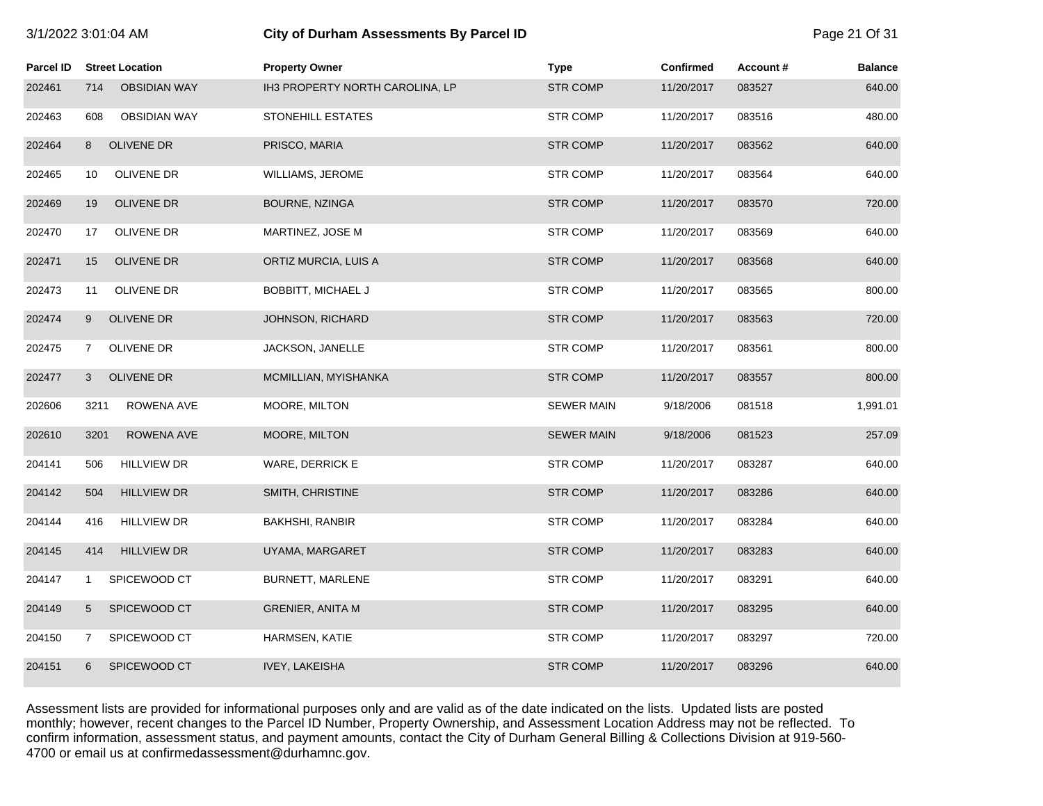| Parcel ID | Street Location | Property Owner | Type | Confirmed | Account # | Balance |
|---|---|---|---|---|---|---|
| 202461 | 714 OBSIDIAN WAY | IH3 PROPERTY NORTH CAROLINA, LP | STR COMP | 11/20/2017 | 083527 | 640.00 |
| 202463 | 608 OBSIDIAN WAY | STONEHILL ESTATES | STR COMP | 11/20/2017 | 083516 | 480.00 |
| 202464 | 8 OLIVENE DR | PRISCO, MARIA | STR COMP | 11/20/2017 | 083562 | 640.00 |
| 202465 | 10 OLIVENE DR | WILLIAMS, JEROME | STR COMP | 11/20/2017 | 083564 | 640.00 |
| 202469 | 19 OLIVENE DR | BOURNE, NZINGA | STR COMP | 11/20/2017 | 083570 | 720.00 |
| 202470 | 17 OLIVENE DR | MARTINEZ, JOSE M | STR COMP | 11/20/2017 | 083569 | 640.00 |
| 202471 | 15 OLIVENE DR | ORTIZ MURCIA, LUIS A | STR COMP | 11/20/2017 | 083568 | 640.00 |
| 202473 | 11 OLIVENE DR | BOBBITT, MICHAEL J | STR COMP | 11/20/2017 | 083565 | 800.00 |
| 202474 | 9 OLIVENE DR | JOHNSON, RICHARD | STR COMP | 11/20/2017 | 083563 | 720.00 |
| 202475 | 7 OLIVENE DR | JACKSON, JANELLE | STR COMP | 11/20/2017 | 083561 | 800.00 |
| 202477 | 3 OLIVENE DR | MCMILLIAN, MYISHANKA | STR COMP | 11/20/2017 | 083557 | 800.00 |
| 202606 | 3211 ROWENA AVE | MOORE, MILTON | SEWER MAIN | 9/18/2006 | 081518 | 1,991.01 |
| 202610 | 3201 ROWENA AVE | MOORE, MILTON | SEWER MAIN | 9/18/2006 | 081523 | 257.09 |
| 204141 | 506 HILLVIEW DR | WARE, DERRICK E | STR COMP | 11/20/2017 | 083287 | 640.00 |
| 204142 | 504 HILLVIEW DR | SMITH, CHRISTINE | STR COMP | 11/20/2017 | 083286 | 640.00 |
| 204144 | 416 HILLVIEW DR | BAKHSHI, RANBIR | STR COMP | 11/20/2017 | 083284 | 640.00 |
| 204145 | 414 HILLVIEW DR | UYAMA, MARGARET | STR COMP | 11/20/2017 | 083283 | 640.00 |
| 204147 | 1 SPICEWOOD CT | BURNETT, MARLENE | STR COMP | 11/20/2017 | 083291 | 640.00 |
| 204149 | 5 SPICEWOOD CT | GRENIER, ANITA M | STR COMP | 11/20/2017 | 083295 | 640.00 |
| 204150 | 7 SPICEWOOD CT | HARMSEN, KATIE | STR COMP | 11/20/2017 | 083297 | 720.00 |
| 204151 | 6 SPICEWOOD CT | IVEY, LAKEISHA | STR COMP | 11/20/2017 | 083296 | 640.00 |

Assessment lists are provided for informational purposes only and are valid as of the date indicated on the lists. Updated lists are posted monthly; however, recent changes to the Parcel ID Number, Property Ownership, and Assessment Location Address may not be reflected. To confirm information, assessment status, and payment amounts, contact the City of Durham General Billing & Collections Division at 919-560-4700 or email us at confirmedassessment@durhamnc.gov.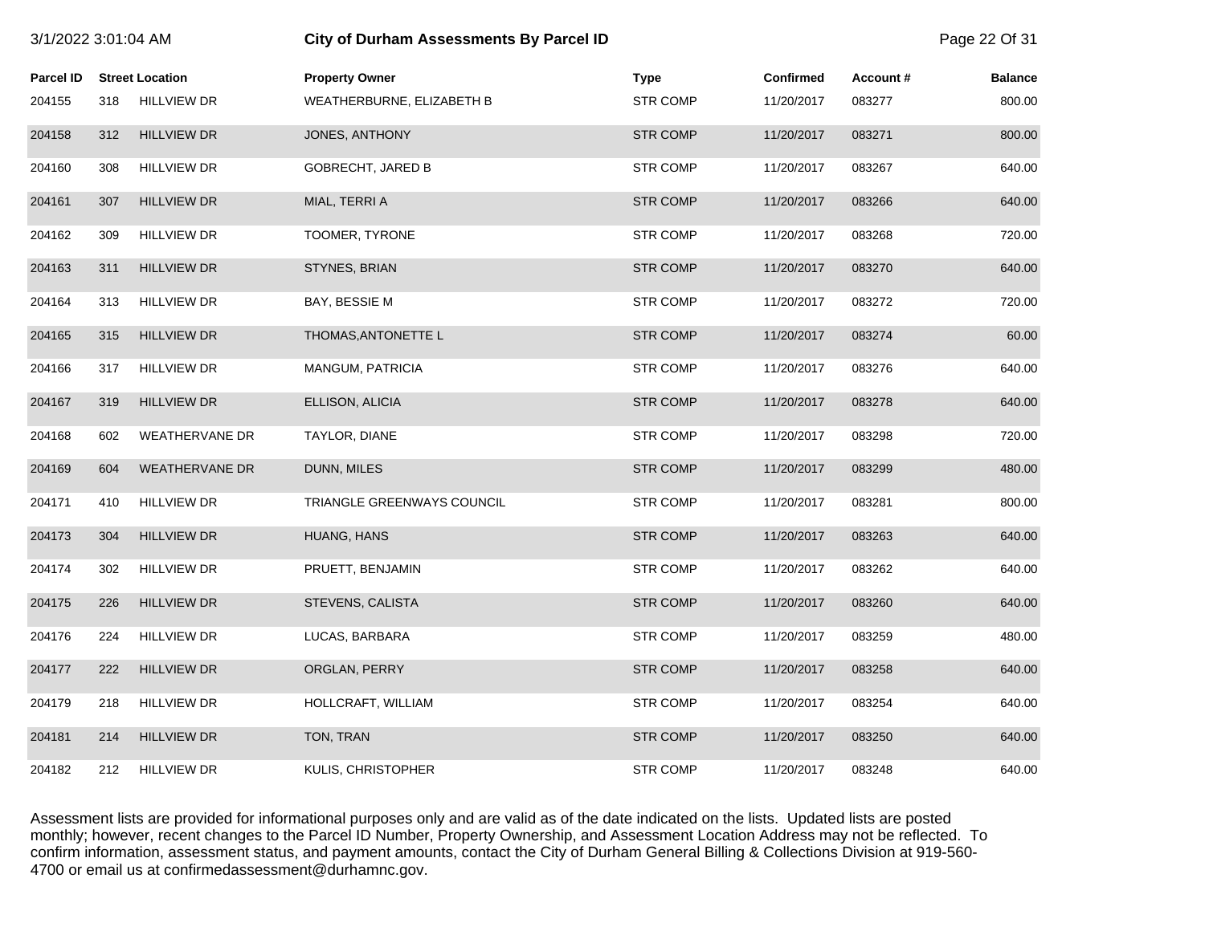# City of Durham Assessments By Parcel ID

3/1/2022 3:01:04 AM

| Parcel ID | Street Location | | Property Owner | Type | Confirmed | Account # | Balance |
|---|---|---|---|---|---|---|---|
| 204155 | 318 | HILLVIEW DR | WEATHERBURNE, ELIZABETH B | STR COMP | 11/20/2017 | 083277 | 800.00 |
| 204158 | 312 | HILLVIEW DR | JONES, ANTHONY | STR COMP | 11/20/2017 | 083271 | 800.00 |
| 204160 | 308 | HILLVIEW DR | GOBRECHT, JARED B | STR COMP | 11/20/2017 | 083267 | 640.00 |
| 204161 | 307 | HILLVIEW DR | MIAL, TERRI A | STR COMP | 11/20/2017 | 083266 | 640.00 |
| 204162 | 309 | HILLVIEW DR | TOOMER, TYRONE | STR COMP | 11/20/2017 | 083268 | 720.00 |
| 204163 | 311 | HILLVIEW DR | STYNES, BRIAN | STR COMP | 11/20/2017 | 083270 | 640.00 |
| 204164 | 313 | HILLVIEW DR | BAY, BESSIE M | STR COMP | 11/20/2017 | 083272 | 720.00 |
| 204165 | 315 | HILLVIEW DR | THOMAS,ANTONETTE L | STR COMP | 11/20/2017 | 083274 | 60.00 |
| 204166 | 317 | HILLVIEW DR | MANGUM, PATRICIA | STR COMP | 11/20/2017 | 083276 | 640.00 |
| 204167 | 319 | HILLVIEW DR | ELLISON, ALICIA | STR COMP | 11/20/2017 | 083278 | 640.00 |
| 204168 | 602 | WEATHERVANE DR | TAYLOR, DIANE | STR COMP | 11/20/2017 | 083298 | 720.00 |
| 204169 | 604 | WEATHERVANE DR | DUNN, MILES | STR COMP | 11/20/2017 | 083299 | 480.00 |
| 204171 | 410 | HILLVIEW DR | TRIANGLE GREENWAYS COUNCIL | STR COMP | 11/20/2017 | 083281 | 800.00 |
| 204173 | 304 | HILLVIEW DR | HUANG, HANS | STR COMP | 11/20/2017 | 083263 | 640.00 |
| 204174 | 302 | HILLVIEW DR | PRUETT, BENJAMIN | STR COMP | 11/20/2017 | 083262 | 640.00 |
| 204175 | 226 | HILLVIEW DR | STEVENS, CALISTA | STR COMP | 11/20/2017 | 083260 | 640.00 |
| 204176 | 224 | HILLVIEW DR | LUCAS, BARBARA | STR COMP | 11/20/2017 | 083259 | 480.00 |
| 204177 | 222 | HILLVIEW DR | ORGLAN, PERRY | STR COMP | 11/20/2017 | 083258 | 640.00 |
| 204179 | 218 | HILLVIEW DR | HOLLCRAFT, WILLIAM | STR COMP | 11/20/2017 | 083254 | 640.00 |
| 204181 | 214 | HILLVIEW DR | TON, TRAN | STR COMP | 11/20/2017 | 083250 | 640.00 |
| 204182 | 212 | HILLVIEW DR | KULIS, CHRISTOPHER | STR COMP | 11/20/2017 | 083248 | 640.00 |

Assessment lists are provided for informational purposes only and are valid as of the date indicated on the lists. Updated lists are posted monthly; however, recent changes to the Parcel ID Number, Property Ownership, and Assessment Location Address may not be reflected. To confirm information, assessment status, and payment amounts, contact the City of Durham General Billing & Collections Division at 919-560-4700 or email us at confirmedassessment@durhamnc.gov.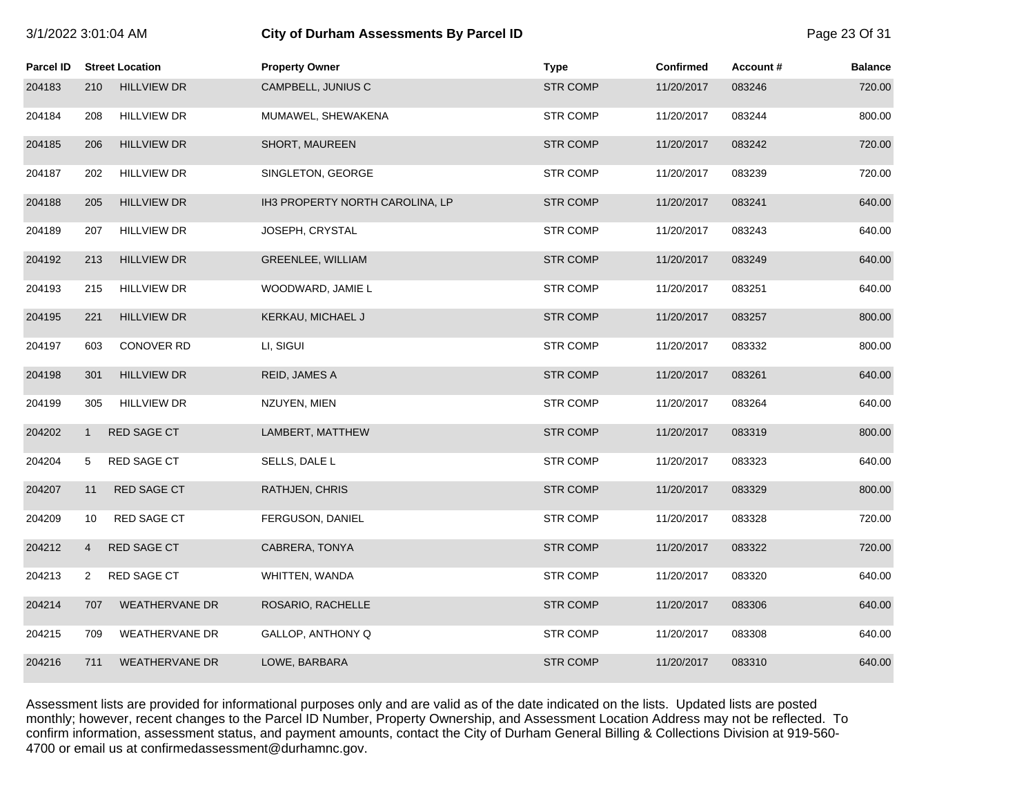| Parcel ID | Street Location | | Property Owner | Type | Confirmed | Account # | Balance |
|---|---|---|---|---|---|---|---|
| 204183 | 210 | HILLVIEW DR | CAMPBELL, JUNIUS C | STR COMP | 11/20/2017 | 083246 | 720.00 |
| 204184 | 208 | HILLVIEW DR | MUMAWEL, SHEWAKENA | STR COMP | 11/20/2017 | 083244 | 800.00 |
| 204185 | 206 | HILLVIEW DR | SHORT, MAUREEN | STR COMP | 11/20/2017 | 083242 | 720.00 |
| 204187 | 202 | HILLVIEW DR | SINGLETON, GEORGE | STR COMP | 11/20/2017 | 083239 | 720.00 |
| 204188 | 205 | HILLVIEW DR | IH3 PROPERTY NORTH CAROLINA, LP | STR COMP | 11/20/2017 | 083241 | 640.00 |
| 204189 | 207 | HILLVIEW DR | JOSEPH, CRYSTAL | STR COMP | 11/20/2017 | 083243 | 640.00 |
| 204192 | 213 | HILLVIEW DR | GREENLEE, WILLIAM | STR COMP | 11/20/2017 | 083249 | 640.00 |
| 204193 | 215 | HILLVIEW DR | WOODWARD, JAMIE L | STR COMP | 11/20/2017 | 083251 | 640.00 |
| 204195 | 221 | HILLVIEW DR | KERKAU, MICHAEL J | STR COMP | 11/20/2017 | 083257 | 800.00 |
| 204197 | 603 | CONOVER RD | LI, SIGUI | STR COMP | 11/20/2017 | 083332 | 800.00 |
| 204198 | 301 | HILLVIEW DR | REID, JAMES A | STR COMP | 11/20/2017 | 083261 | 640.00 |
| 204199 | 305 | HILLVIEW DR | NZUYEN, MIEN | STR COMP | 11/20/2017 | 083264 | 640.00 |
| 204202 | 1 | RED SAGE CT | LAMBERT, MATTHEW | STR COMP | 11/20/2017 | 083319 | 800.00 |
| 204204 | 5 | RED SAGE CT | SELLS, DALE L | STR COMP | 11/20/2017 | 083323 | 640.00 |
| 204207 | 11 | RED SAGE CT | RATHJEN, CHRIS | STR COMP | 11/20/2017 | 083329 | 800.00 |
| 204209 | 10 | RED SAGE CT | FERGUSON, DANIEL | STR COMP | 11/20/2017 | 083328 | 720.00 |
| 204212 | 4 | RED SAGE CT | CABRERA, TONYA | STR COMP | 11/20/2017 | 083322 | 720.00 |
| 204213 | 2 | RED SAGE CT | WHITTEN, WANDA | STR COMP | 11/20/2017 | 083320 | 640.00 |
| 204214 | 707 | WEATHERVANE DR | ROSARIO, RACHELLE | STR COMP | 11/20/2017 | 083306 | 640.00 |
| 204215 | 709 | WEATHERVANE DR | GALLOP, ANTHONY Q | STR COMP | 11/20/2017 | 083308 | 640.00 |
| 204216 | 711 | WEATHERVANE DR | LOWE, BARBARA | STR COMP | 11/20/2017 | 083310 | 640.00 |

Assessment lists are provided for informational purposes only and are valid as of the date indicated on the lists. Updated lists are posted monthly; however, recent changes to the Parcel ID Number, Property Ownership, and Assessment Location Address may not be reflected. To confirm information, assessment status, and payment amounts, contact the City of Durham General Billing & Collections Division at 919-560-4700 or email us at confirmedassessment@durhamnc.gov.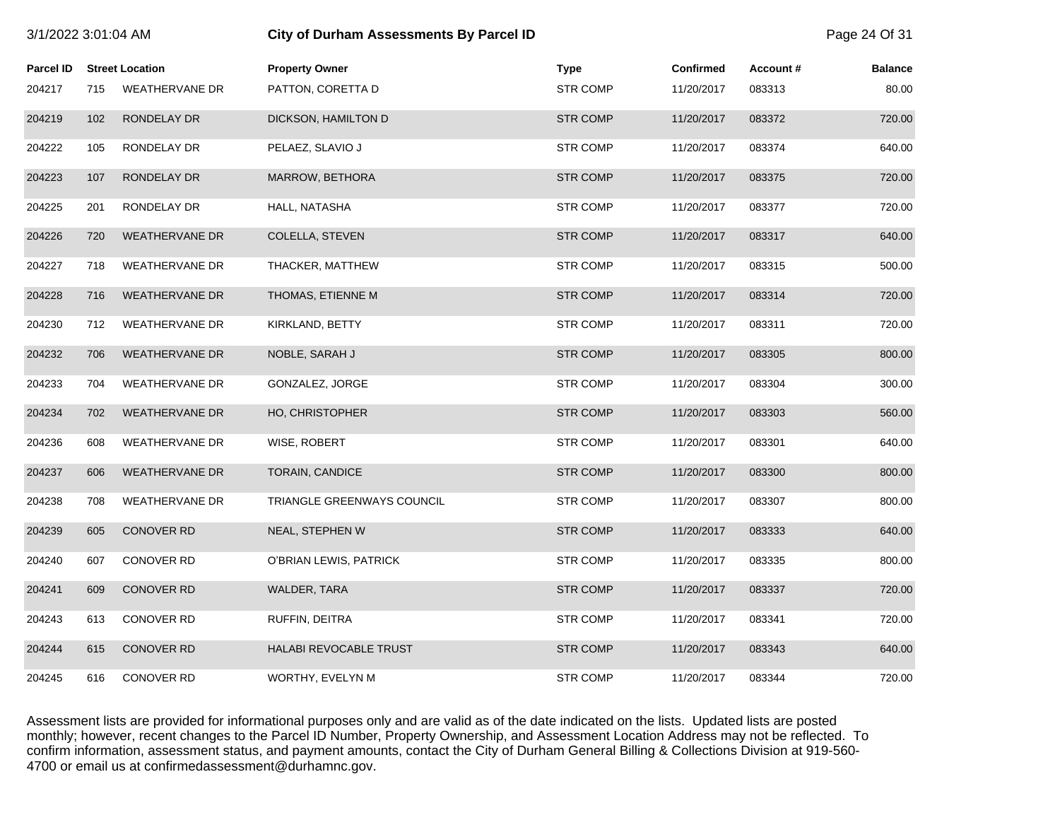# City of Durham Assessments By Parcel ID

3/1/2022 3:01:04 AM

| Parcel ID | Street Location | | Property Owner | Type | Confirmed | Account # | Balance |
|---|---|---|---|---|---|---|---|
| 204217 | 715 | WEATHERVANE DR | PATTON, CORETTA D | STR COMP | 11/20/2017 | 083313 | 80.00 |
| 204219 | 102 | RONDELAY DR | DICKSON, HAMILTON D | STR COMP | 11/20/2017 | 083372 | 720.00 |
| 204222 | 105 | RONDELAY DR | PELAEZ, SLAVIO J | STR COMP | 11/20/2017 | 083374 | 640.00 |
| 204223 | 107 | RONDELAY DR | MARROW, BETHORA | STR COMP | 11/20/2017 | 083375 | 720.00 |
| 204225 | 201 | RONDELAY DR | HALL, NATASHA | STR COMP | 11/20/2017 | 083377 | 720.00 |
| 204226 | 720 | WEATHERVANE DR | COLELLA, STEVEN | STR COMP | 11/20/2017 | 083317 | 640.00 |
| 204227 | 718 | WEATHERVANE DR | THACKER, MATTHEW | STR COMP | 11/20/2017 | 083315 | 500.00 |
| 204228 | 716 | WEATHERVANE DR | THOMAS, ETIENNE M | STR COMP | 11/20/2017 | 083314 | 720.00 |
| 204230 | 712 | WEATHERVANE DR | KIRKLAND, BETTY | STR COMP | 11/20/2017 | 083311 | 720.00 |
| 204232 | 706 | WEATHERVANE DR | NOBLE, SARAH J | STR COMP | 11/20/2017 | 083305 | 800.00 |
| 204233 | 704 | WEATHERVANE DR | GONZALEZ, JORGE | STR COMP | 11/20/2017 | 083304 | 300.00 |
| 204234 | 702 | WEATHERVANE DR | HO, CHRISTOPHER | STR COMP | 11/20/2017 | 083303 | 560.00 |
| 204236 | 608 | WEATHERVANE DR | WISE, ROBERT | STR COMP | 11/20/2017 | 083301 | 640.00 |
| 204237 | 606 | WEATHERVANE DR | TORAIN, CANDICE | STR COMP | 11/20/2017 | 083300 | 800.00 |
| 204238 | 708 | WEATHERVANE DR | TRIANGLE GREENWAYS COUNCIL | STR COMP | 11/20/2017 | 083307 | 800.00 |
| 204239 | 605 | CONOVER RD | NEAL, STEPHEN W | STR COMP | 11/20/2017 | 083333 | 640.00 |
| 204240 | 607 | CONOVER RD | O'BRIAN LEWIS, PATRICK | STR COMP | 11/20/2017 | 083335 | 800.00 |
| 204241 | 609 | CONOVER RD | WALDER, TARA | STR COMP | 11/20/2017 | 083337 | 720.00 |
| 204243 | 613 | CONOVER RD | RUFFIN, DEITRA | STR COMP | 11/20/2017 | 083341 | 720.00 |
| 204244 | 615 | CONOVER RD | HALABI REVOCABLE TRUST | STR COMP | 11/20/2017 | 083343 | 640.00 |
| 204245 | 616 | CONOVER RD | WORTHY, EVELYN M | STR COMP | 11/20/2017 | 083344 | 720.00 |

Assessment lists are provided for informational purposes only and are valid as of the date indicated on the lists. Updated lists are posted monthly; however, recent changes to the Parcel ID Number, Property Ownership, and Assessment Location Address may not be reflected. To confirm information, assessment status, and payment amounts, contact the City of Durham General Billing & Collections Division at 919-560-4700 or email us at confirmedassessment@durhamnc.gov.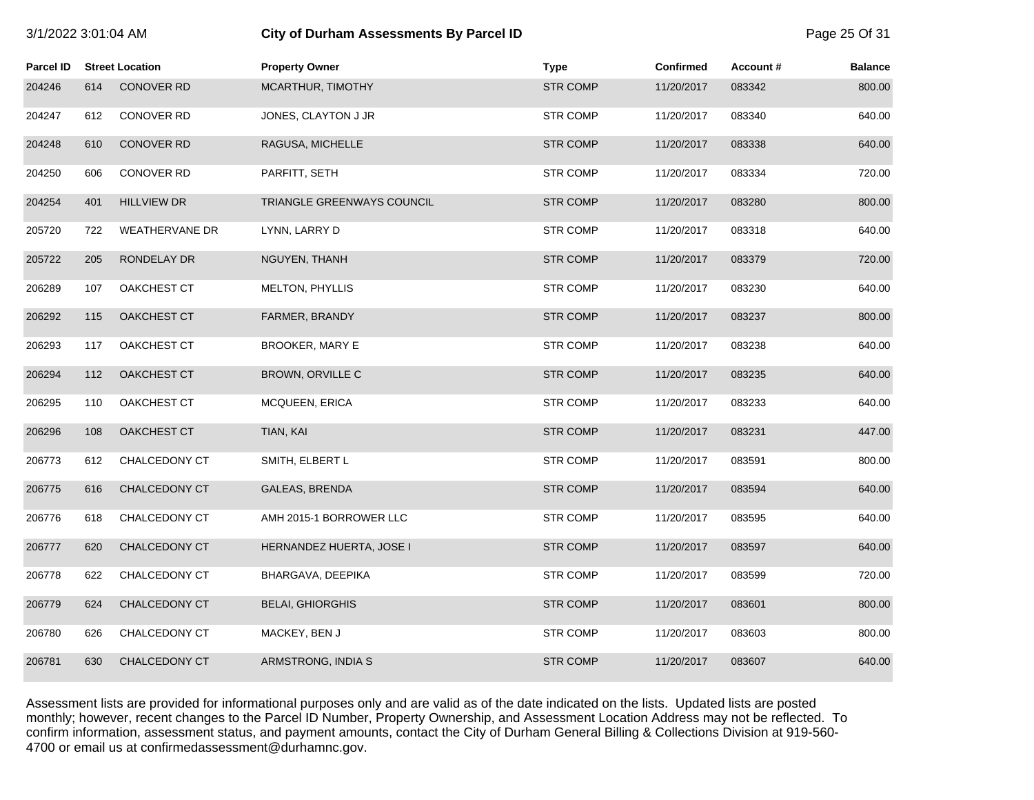| Parcel ID | Street Location | | Property Owner | Type | Confirmed | Account # | Balance |
|---|---|---|---|---|---|---|---|
| 204246 | 614 | CONOVER RD | MCARTHUR, TIMOTHY | STR COMP | 11/20/2017 | 083342 | 800.00 |
| 204247 | 612 | CONOVER RD | JONES, CLAYTON J JR | STR COMP | 11/20/2017 | 083340 | 640.00 |
| 204248 | 610 | CONOVER RD | RAGUSA, MICHELLE | STR COMP | 11/20/2017 | 083338 | 640.00 |
| 204250 | 606 | CONOVER RD | PARFITT, SETH | STR COMP | 11/20/2017 | 083334 | 720.00 |
| 204254 | 401 | HILLVIEW DR | TRIANGLE GREENWAYS COUNCIL | STR COMP | 11/20/2017 | 083280 | 800.00 |
| 205720 | 722 | WEATHERVANE DR | LYNN, LARRY D | STR COMP | 11/20/2017 | 083318 | 640.00 |
| 205722 | 205 | RONDELAY DR | NGUYEN, THANH | STR COMP | 11/20/2017 | 083379 | 720.00 |
| 206289 | 107 | OAKCHEST CT | MELTON, PHYLLIS | STR COMP | 11/20/2017 | 083230 | 640.00 |
| 206292 | 115 | OAKCHEST CT | FARMER, BRANDY | STR COMP | 11/20/2017 | 083237 | 800.00 |
| 206293 | 117 | OAKCHEST CT | BROOKER, MARY E | STR COMP | 11/20/2017 | 083238 | 640.00 |
| 206294 | 112 | OAKCHEST CT | BROWN, ORVILLE C | STR COMP | 11/20/2017 | 083235 | 640.00 |
| 206295 | 110 | OAKCHEST CT | MCQUEEN, ERICA | STR COMP | 11/20/2017 | 083233 | 640.00 |
| 206296 | 108 | OAKCHEST CT | TIAN, KAI | STR COMP | 11/20/2017 | 083231 | 447.00 |
| 206773 | 612 | CHALCEDONY CT | SMITH, ELBERT L | STR COMP | 11/20/2017 | 083591 | 800.00 |
| 206775 | 616 | CHALCEDONY CT | GALEAS, BRENDA | STR COMP | 11/20/2017 | 083594 | 640.00 |
| 206776 | 618 | CHALCEDONY CT | AMH 2015-1 BORROWER LLC | STR COMP | 11/20/2017 | 083595 | 640.00 |
| 206777 | 620 | CHALCEDONY CT | HERNANDEZ HUERTA, JOSE I | STR COMP | 11/20/2017 | 083597 | 640.00 |
| 206778 | 622 | CHALCEDONY CT | BHARGAVA, DEEPIKA | STR COMP | 11/20/2017 | 083599 | 720.00 |
| 206779 | 624 | CHALCEDONY CT | BELAI, GHIORGHIS | STR COMP | 11/20/2017 | 083601 | 800.00 |
| 206780 | 626 | CHALCEDONY CT | MACKEY, BEN J | STR COMP | 11/20/2017 | 083603 | 800.00 |
| 206781 | 630 | CHALCEDONY CT | ARMSTRONG, INDIA S | STR COMP | 11/20/2017 | 083607 | 640.00 |

Assessment lists are provided for informational purposes only and are valid as of the date indicated on the lists. Updated lists are posted monthly; however, recent changes to the Parcel ID Number, Property Ownership, and Assessment Location Address may not be reflected. To confirm information, assessment status, and payment amounts, contact the City of Durham General Billing & Collections Division at 919-560-4700 or email us at confirmedassessment@durhamnc.gov.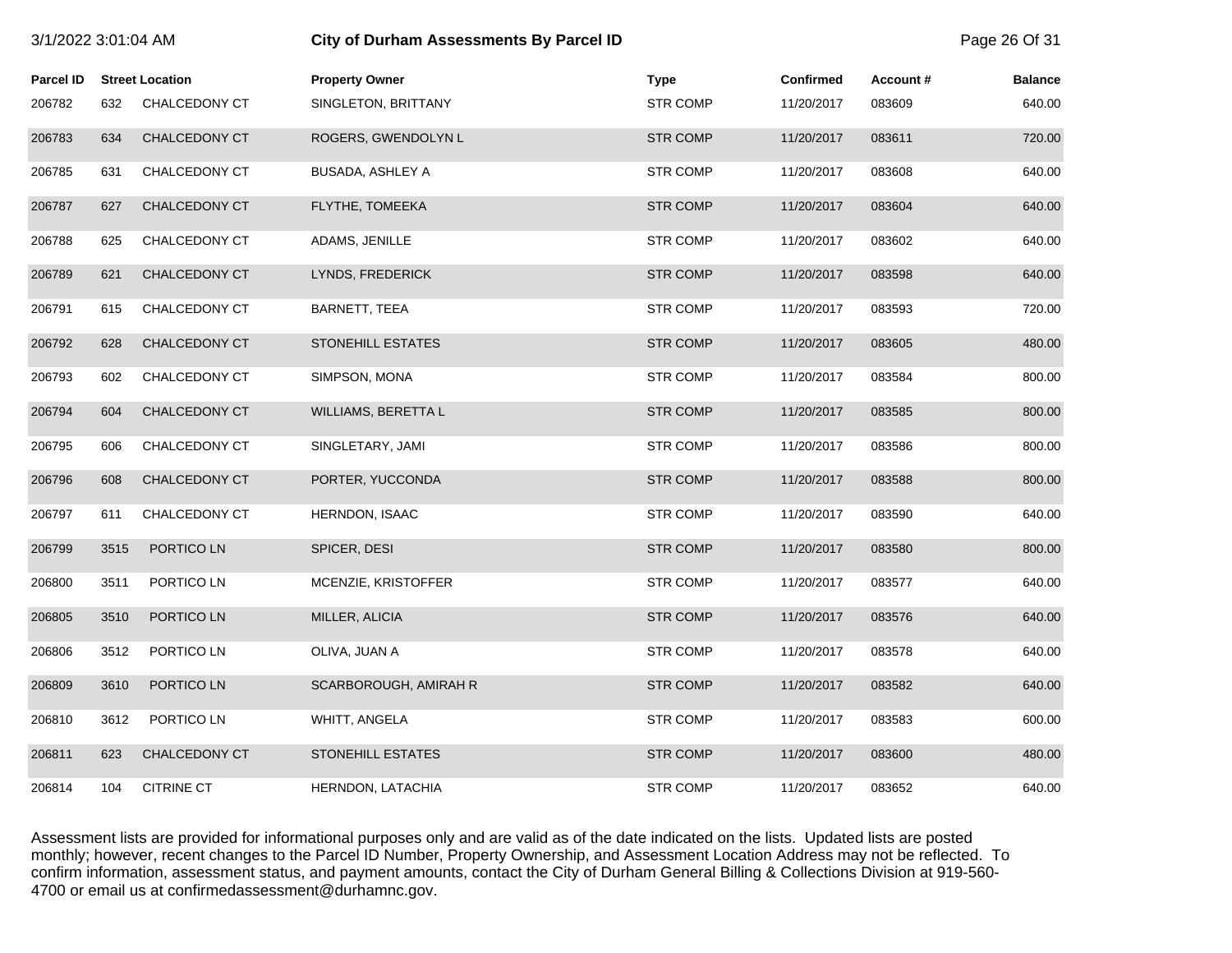| Parcel ID | Street Location | | Property Owner | Type | Confirmed | Account # | Balance |
|---|---|---|---|---|---|---|---|
| 206782 | 632 | CHALCEDONY CT | SINGLETON, BRITTANY | STR COMP | 11/20/2017 | 083609 | 640.00 |
| 206783 | 634 | CHALCEDONY CT | ROGERS, GWENDOLYN L | STR COMP | 11/20/2017 | 083611 | 720.00 |
| 206785 | 631 | CHALCEDONY CT | BUSADA, ASHLEY A | STR COMP | 11/20/2017 | 083608 | 640.00 |
| 206787 | 627 | CHALCEDONY CT | FLYTHE, TOMEEKA | STR COMP | 11/20/2017 | 083604 | 640.00 |
| 206788 | 625 | CHALCEDONY CT | ADAMS, JENILLE | STR COMP | 11/20/2017 | 083602 | 640.00 |
| 206789 | 621 | CHALCEDONY CT | LYNDS, FREDERICK | STR COMP | 11/20/2017 | 083598 | 640.00 |
| 206791 | 615 | CHALCEDONY CT | BARNETT, TEEA | STR COMP | 11/20/2017 | 083593 | 720.00 |
| 206792 | 628 | CHALCEDONY CT | STONEHILL ESTATES | STR COMP | 11/20/2017 | 083605 | 480.00 |
| 206793 | 602 | CHALCEDONY CT | SIMPSON, MONA | STR COMP | 11/20/2017 | 083584 | 800.00 |
| 206794 | 604 | CHALCEDONY CT | WILLIAMS, BERETTA L | STR COMP | 11/20/2017 | 083585 | 800.00 |
| 206795 | 606 | CHALCEDONY CT | SINGLETARY, JAMI | STR COMP | 11/20/2017 | 083586 | 800.00 |
| 206796 | 608 | CHALCEDONY CT | PORTER, YUCCONDA | STR COMP | 11/20/2017 | 083588 | 800.00 |
| 206797 | 611 | CHALCEDONY CT | HERNDON, ISAAC | STR COMP | 11/20/2017 | 083590 | 640.00 |
| 206799 | 3515 | PORTICO LN | SPICER, DESI | STR COMP | 11/20/2017 | 083580 | 800.00 |
| 206800 | 3511 | PORTICO LN | MCENZIE, KRISTOFFER | STR COMP | 11/20/2017 | 083577 | 640.00 |
| 206805 | 3510 | PORTICO LN | MILLER, ALICIA | STR COMP | 11/20/2017 | 083576 | 640.00 |
| 206806 | 3512 | PORTICO LN | OLIVA, JUAN A | STR COMP | 11/20/2017 | 083578 | 640.00 |
| 206809 | 3610 | PORTICO LN | SCARBOROUGH, AMIRAH R | STR COMP | 11/20/2017 | 083582 | 640.00 |
| 206810 | 3612 | PORTICO LN | WHITT, ANGELA | STR COMP | 11/20/2017 | 083583 | 600.00 |
| 206811 | 623 | CHALCEDONY CT | STONEHILL ESTATES | STR COMP | 11/20/2017 | 083600 | 480.00 |
| 206814 | 104 | CITRINE CT | HERNDON, LATACHIA | STR COMP | 11/20/2017 | 083652 | 640.00 |

Assessment lists are provided for informational purposes only and are valid as of the date indicated on the lists. Updated lists are posted monthly; however, recent changes to the Parcel ID Number, Property Ownership, and Assessment Location Address may not be reflected. To confirm information, assessment status, and payment amounts, contact the City of Durham General Billing & Collections Division at 919-560-4700 or email us at confirmedassessment@durhamnc.gov.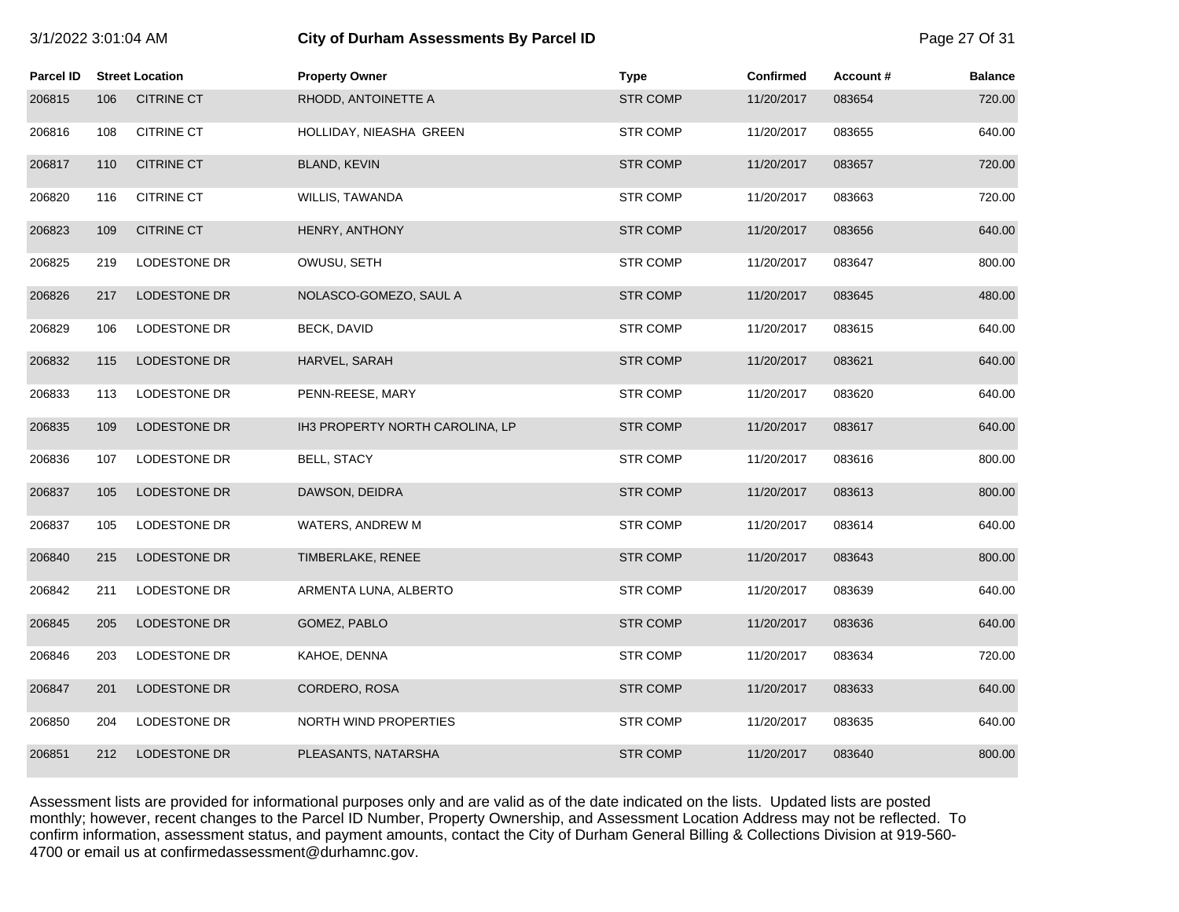| Parcel ID | Street Location | | Property Owner | Type | Confirmed | Account # | Balance |
|---|---|---|---|---|---|---|---|
| 206815 | 106 | CITRINE CT | RHODD, ANTOINETTE A | STR COMP | 11/20/2017 | 083654 | 720.00 |
| 206816 | 108 | CITRINE CT | HOLLIDAY, NIEASHA GREEN | STR COMP | 11/20/2017 | 083655 | 640.00 |
| 206817 | 110 | CITRINE CT | BLAND, KEVIN | STR COMP | 11/20/2017 | 083657 | 720.00 |
| 206820 | 116 | CITRINE CT | WILLIS, TAWANDA | STR COMP | 11/20/2017 | 083663 | 720.00 |
| 206823 | 109 | CITRINE CT | HENRY, ANTHONY | STR COMP | 11/20/2017 | 083656 | 640.00 |
| 206825 | 219 | LODESTONE DR | OWUSU, SETH | STR COMP | 11/20/2017 | 083647 | 800.00 |
| 206826 | 217 | LODESTONE DR | NOLASCO-GOMEZO, SAUL A | STR COMP | 11/20/2017 | 083645 | 480.00 |
| 206829 | 106 | LODESTONE DR | BECK, DAVID | STR COMP | 11/20/2017 | 083615 | 640.00 |
| 206832 | 115 | LODESTONE DR | HARVEL, SARAH | STR COMP | 11/20/2017 | 083621 | 640.00 |
| 206833 | 113 | LODESTONE DR | PENN-REESE, MARY | STR COMP | 11/20/2017 | 083620 | 640.00 |
| 206835 | 109 | LODESTONE DR | IH3 PROPERTY NORTH CAROLINA, LP | STR COMP | 11/20/2017 | 083617 | 640.00 |
| 206836 | 107 | LODESTONE DR | BELL, STACY | STR COMP | 11/20/2017 | 083616 | 800.00 |
| 206837 | 105 | LODESTONE DR | DAWSON, DEIDRA | STR COMP | 11/20/2017 | 083613 | 800.00 |
| 206837 | 105 | LODESTONE DR | WATERS, ANDREW M | STR COMP | 11/20/2017 | 083614 | 640.00 |
| 206840 | 215 | LODESTONE DR | TIMBERLAKE, RENEE | STR COMP | 11/20/2017 | 083643 | 800.00 |
| 206842 | 211 | LODESTONE DR | ARMENTA LUNA, ALBERTO | STR COMP | 11/20/2017 | 083639 | 640.00 |
| 206845 | 205 | LODESTONE DR | GOMEZ, PABLO | STR COMP | 11/20/2017 | 083636 | 640.00 |
| 206846 | 203 | LODESTONE DR | KAHOE, DENNA | STR COMP | 11/20/2017 | 083634 | 720.00 |
| 206847 | 201 | LODESTONE DR | CORDERO, ROSA | STR COMP | 11/20/2017 | 083633 | 640.00 |
| 206850 | 204 | LODESTONE DR | NORTH WIND PROPERTIES | STR COMP | 11/20/2017 | 083635 | 640.00 |
| 206851 | 212 | LODESTONE DR | PLEASANTS, NATARSHA | STR COMP | 11/20/2017 | 083640 | 800.00 |

Assessment lists are provided for informational purposes only and are valid as of the date indicated on the lists. Updated lists are posted monthly; however, recent changes to the Parcel ID Number, Property Ownership, and Assessment Location Address may not be reflected. To confirm information, assessment status, and payment amounts, contact the City of Durham General Billing & Collections Division at 919-560-4700 or email us at confirmedassessment@durhamnc.gov.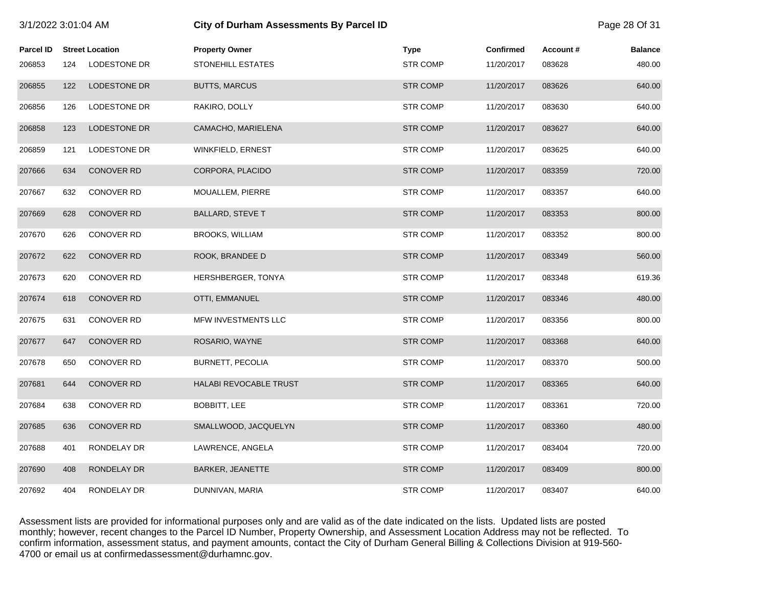# City of Durham Assessments By Parcel ID

3/1/2022 3:01:04 AM

| Parcel ID | Street Location | | Property Owner | Type | Confirmed | Account # | Balance |
|---|---|---|---|---|---|---|---|
| 206853 | 124 | LODESTONE DR | STONEHILL ESTATES | STR COMP | 11/20/2017 | 083628 | 480.00 |
| 206855 | 122 | LODESTONE DR | BUTTS, MARCUS | STR COMP | 11/20/2017 | 083626 | 640.00 |
| 206856 | 126 | LODESTONE DR | RAKIRO, DOLLY | STR COMP | 11/20/2017 | 083630 | 640.00 |
| 206858 | 123 | LODESTONE DR | CAMACHO, MARIELENA | STR COMP | 11/20/2017 | 083627 | 640.00 |
| 206859 | 121 | LODESTONE DR | WINKFIELD, ERNEST | STR COMP | 11/20/2017 | 083625 | 640.00 |
| 207666 | 634 | CONOVER RD | CORPORA, PLACIDO | STR COMP | 11/20/2017 | 083359 | 720.00 |
| 207667 | 632 | CONOVER RD | MOUALLEM, PIERRE | STR COMP | 11/20/2017 | 083357 | 640.00 |
| 207669 | 628 | CONOVER RD | BALLARD, STEVE T | STR COMP | 11/20/2017 | 083353 | 800.00 |
| 207670 | 626 | CONOVER RD | BROOKS, WILLIAM | STR COMP | 11/20/2017 | 083352 | 800.00 |
| 207672 | 622 | CONOVER RD | ROOK, BRANDEE D | STR COMP | 11/20/2017 | 083349 | 560.00 |
| 207673 | 620 | CONOVER RD | HERSHBERGER, TONYA | STR COMP | 11/20/2017 | 083348 | 619.36 |
| 207674 | 618 | CONOVER RD | OTTI, EMMANUEL | STR COMP | 11/20/2017 | 083346 | 480.00 |
| 207675 | 631 | CONOVER RD | MFW INVESTMENTS LLC | STR COMP | 11/20/2017 | 083356 | 800.00 |
| 207677 | 647 | CONOVER RD | ROSARIO, WAYNE | STR COMP | 11/20/2017 | 083368 | 640.00 |
| 207678 | 650 | CONOVER RD | BURNETT, PECOLIA | STR COMP | 11/20/2017 | 083370 | 500.00 |
| 207681 | 644 | CONOVER RD | HALABI REVOCABLE TRUST | STR COMP | 11/20/2017 | 083365 | 640.00 |
| 207684 | 638 | CONOVER RD | BOBBITT, LEE | STR COMP | 11/20/2017 | 083361 | 720.00 |
| 207685 | 636 | CONOVER RD | SMALLWOOD, JACQUELYN | STR COMP | 11/20/2017 | 083360 | 480.00 |
| 207688 | 401 | RONDELAY DR | LAWRENCE, ANGELA | STR COMP | 11/20/2017 | 083404 | 720.00 |
| 207690 | 408 | RONDELAY DR | BARKER, JEANETTE | STR COMP | 11/20/2017 | 083409 | 800.00 |
| 207692 | 404 | RONDELAY DR | DUNNIVAN, MARIA | STR COMP | 11/20/2017 | 083407 | 640.00 |

Assessment lists are provided for informational purposes only and are valid as of the date indicated on the lists. Updated lists are posted monthly; however, recent changes to the Parcel ID Number, Property Ownership, and Assessment Location Address may not be reflected. To confirm information, assessment status, and payment amounts, contact the City of Durham General Billing & Collections Division at 919-560-4700 or email us at confirmedassessment@durhamnc.gov.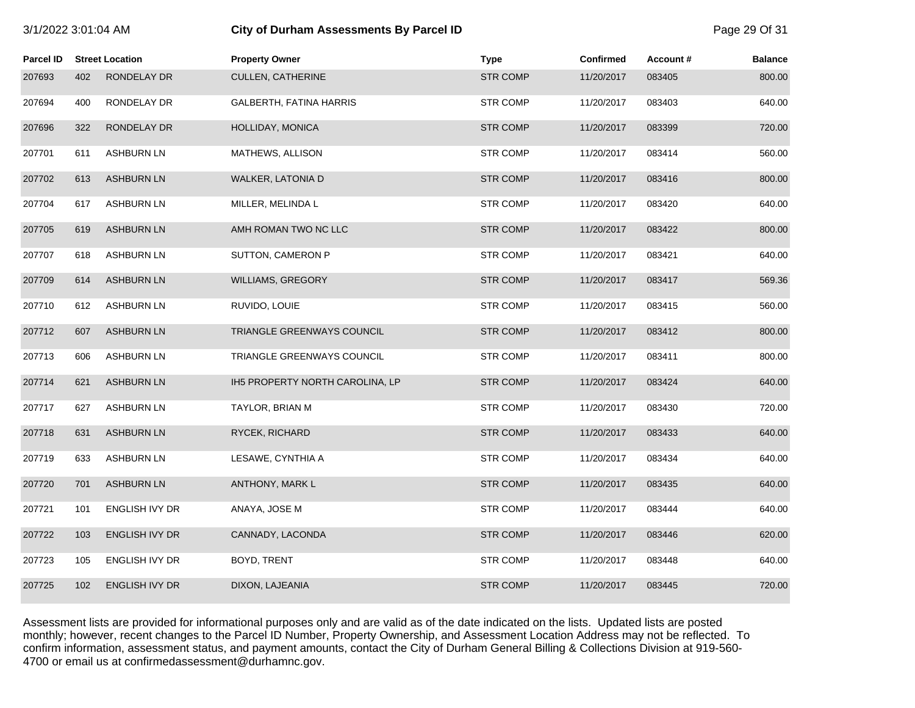| Parcel ID | Street Location | | Property Owner | Type | Confirmed | Account # | Balance |
|---|---|---|---|---|---|---|---|
| 207693 | 402 | RONDELAY DR | CULLEN, CATHERINE | STR COMP | 11/20/2017 | 083405 | 800.00 |
| 207694 | 400 | RONDELAY DR | GALBERTH, FATINA HARRIS | STR COMP | 11/20/2017 | 083403 | 640.00 |
| 207696 | 322 | RONDELAY DR | HOLLIDAY, MONICA | STR COMP | 11/20/2017 | 083399 | 720.00 |
| 207701 | 611 | ASHBURN LN | MATHEWS, ALLISON | STR COMP | 11/20/2017 | 083414 | 560.00 |
| 207702 | 613 | ASHBURN LN | WALKER, LATONIA D | STR COMP | 11/20/2017 | 083416 | 800.00 |
| 207704 | 617 | ASHBURN LN | MILLER, MELINDA L | STR COMP | 11/20/2017 | 083420 | 640.00 |
| 207705 | 619 | ASHBURN LN | AMH ROMAN TWO NC LLC | STR COMP | 11/20/2017 | 083422 | 800.00 |
| 207707 | 618 | ASHBURN LN | SUTTON, CAMERON P | STR COMP | 11/20/2017 | 083421 | 640.00 |
| 207709 | 614 | ASHBURN LN | WILLIAMS, GREGORY | STR COMP | 11/20/2017 | 083417 | 569.36 |
| 207710 | 612 | ASHBURN LN | RUVIDO, LOUIE | STR COMP | 11/20/2017 | 083415 | 560.00 |
| 207712 | 607 | ASHBURN LN | TRIANGLE GREENWAYS COUNCIL | STR COMP | 11/20/2017 | 083412 | 800.00 |
| 207713 | 606 | ASHBURN LN | TRIANGLE GREENWAYS COUNCIL | STR COMP | 11/20/2017 | 083411 | 800.00 |
| 207714 | 621 | ASHBURN LN | IH5 PROPERTY NORTH CAROLINA, LP | STR COMP | 11/20/2017 | 083424 | 640.00 |
| 207717 | 627 | ASHBURN LN | TAYLOR, BRIAN M | STR COMP | 11/20/2017 | 083430 | 720.00 |
| 207718 | 631 | ASHBURN LN | RYCEK, RICHARD | STR COMP | 11/20/2017 | 083433 | 640.00 |
| 207719 | 633 | ASHBURN LN | LESAWE, CYNTHIA A | STR COMP | 11/20/2017 | 083434 | 640.00 |
| 207720 | 701 | ASHBURN LN | ANTHONY, MARK L | STR COMP | 11/20/2017 | 083435 | 640.00 |
| 207721 | 101 | ENGLISH IVY DR | ANAYA, JOSE M | STR COMP | 11/20/2017 | 083444 | 640.00 |
| 207722 | 103 | ENGLISH IVY DR | CANNADY, LACONDA | STR COMP | 11/20/2017 | 083446 | 620.00 |
| 207723 | 105 | ENGLISH IVY DR | BOYD, TRENT | STR COMP | 11/20/2017 | 083448 | 640.00 |
| 207725 | 102 | ENGLISH IVY DR | DIXON, LAJEANIA | STR COMP | 11/20/2017 | 083445 | 720.00 |

Assessment lists are provided for informational purposes only and are valid as of the date indicated on the lists. Updated lists are posted monthly; however, recent changes to the Parcel ID Number, Property Ownership, and Assessment Location Address may not be reflected. To confirm information, assessment status, and payment amounts, contact the City of Durham General Billing & Collections Division at 919-560-4700 or email us at confirmedassessment@durhamnc.gov.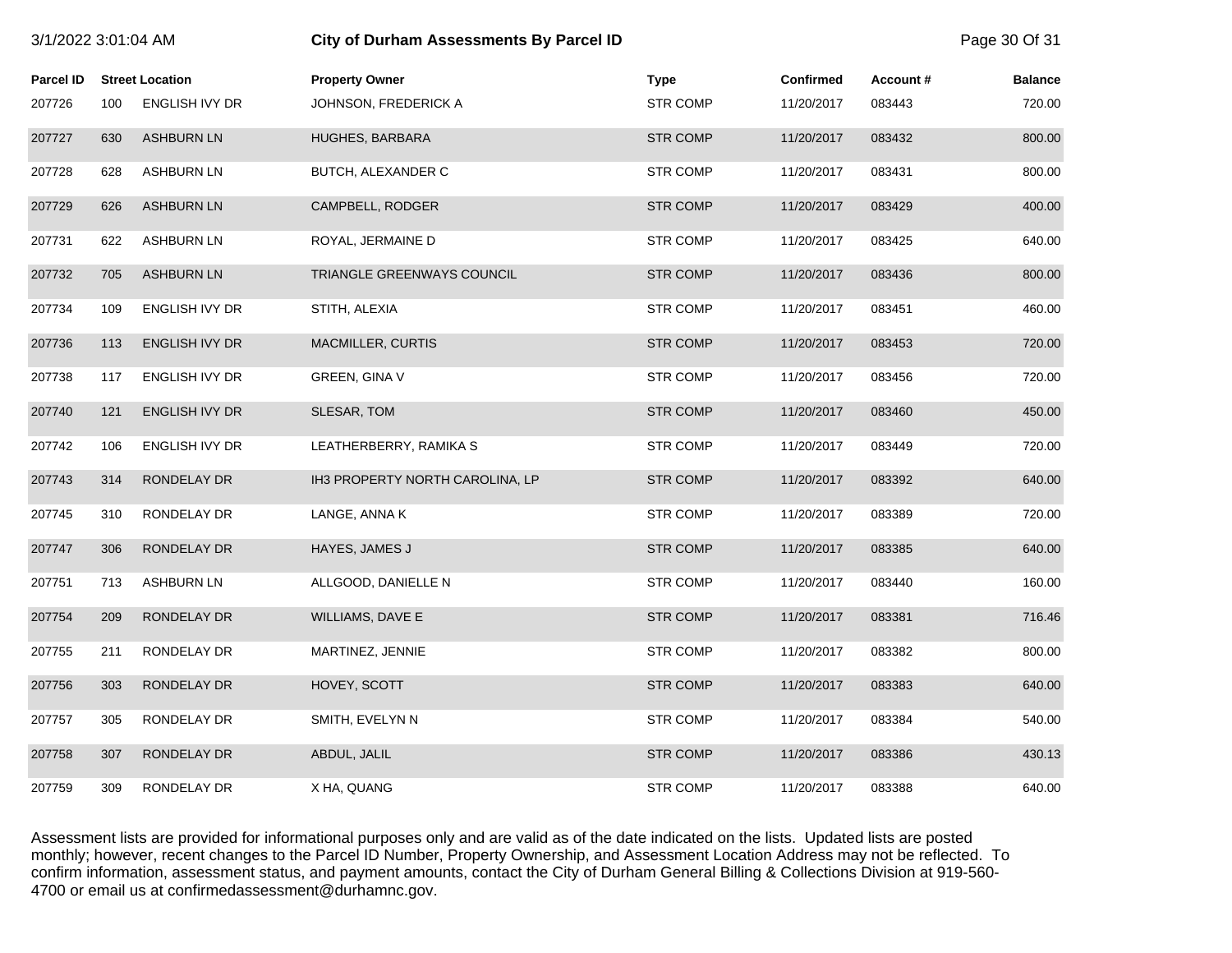| Parcel ID | Street Location | | Property Owner | Type | Confirmed | Account # | Balance |
|---|---|---|---|---|---|---|---|
| 207726 | 100 | ENGLISH IVY DR | JOHNSON, FREDERICK A | STR COMP | 11/20/2017 | 083443 | 720.00 |
| 207727 | 630 | ASHBURN LN | HUGHES, BARBARA | STR COMP | 11/20/2017 | 083432 | 800.00 |
| 207728 | 628 | ASHBURN LN | BUTCH, ALEXANDER C | STR COMP | 11/20/2017 | 083431 | 800.00 |
| 207729 | 626 | ASHBURN LN | CAMPBELL, RODGER | STR COMP | 11/20/2017 | 083429 | 400.00 |
| 207731 | 622 | ASHBURN LN | ROYAL, JERMAINE D | STR COMP | 11/20/2017 | 083425 | 640.00 |
| 207732 | 705 | ASHBURN LN | TRIANGLE GREENWAYS COUNCIL | STR COMP | 11/20/2017 | 083436 | 800.00 |
| 207734 | 109 | ENGLISH IVY DR | STITH, ALEXIA | STR COMP | 11/20/2017 | 083451 | 460.00 |
| 207736 | 113 | ENGLISH IVY DR | MACMILLER, CURTIS | STR COMP | 11/20/2017 | 083453 | 720.00 |
| 207738 | 117 | ENGLISH IVY DR | GREEN, GINA V | STR COMP | 11/20/2017 | 083456 | 720.00 |
| 207740 | 121 | ENGLISH IVY DR | SLESAR, TOM | STR COMP | 11/20/2017 | 083460 | 450.00 |
| 207742 | 106 | ENGLISH IVY DR | LEATHERBERRY, RAMIKA S | STR COMP | 11/20/2017 | 083449 | 720.00 |
| 207743 | 314 | RONDELAY DR | IH3 PROPERTY NORTH CAROLINA, LP | STR COMP | 11/20/2017 | 083392 | 640.00 |
| 207745 | 310 | RONDELAY DR | LANGE, ANNA K | STR COMP | 11/20/2017 | 083389 | 720.00 |
| 207747 | 306 | RONDELAY DR | HAYES, JAMES J | STR COMP | 11/20/2017 | 083385 | 640.00 |
| 207751 | 713 | ASHBURN LN | ALLGOOD, DANIELLE N | STR COMP | 11/20/2017 | 083440 | 160.00 |
| 207754 | 209 | RONDELAY DR | WILLIAMS, DAVE E | STR COMP | 11/20/2017 | 083381 | 716.46 |
| 207755 | 211 | RONDELAY DR | MARTINEZ, JENNIE | STR COMP | 11/20/2017 | 083382 | 800.00 |
| 207756 | 303 | RONDELAY DR | HOVEY, SCOTT | STR COMP | 11/20/2017 | 083383 | 640.00 |
| 207757 | 305 | RONDELAY DR | SMITH, EVELYN N | STR COMP | 11/20/2017 | 083384 | 540.00 |
| 207758 | 307 | RONDELAY DR | ABDUL, JALIL | STR COMP | 11/20/2017 | 083386 | 430.13 |
| 207759 | 309 | RONDELAY DR | X HA, QUANG | STR COMP | 11/20/2017 | 083388 | 640.00 |

Assessment lists are provided for informational purposes only and are valid as of the date indicated on the lists. Updated lists are posted monthly; however, recent changes to the Parcel ID Number, Property Ownership, and Assessment Location Address may not be reflected. To confirm information, assessment status, and payment amounts, contact the City of Durham General Billing & Collections Division at 919-560-4700 or email us at confirmedassessment@durhamnc.gov.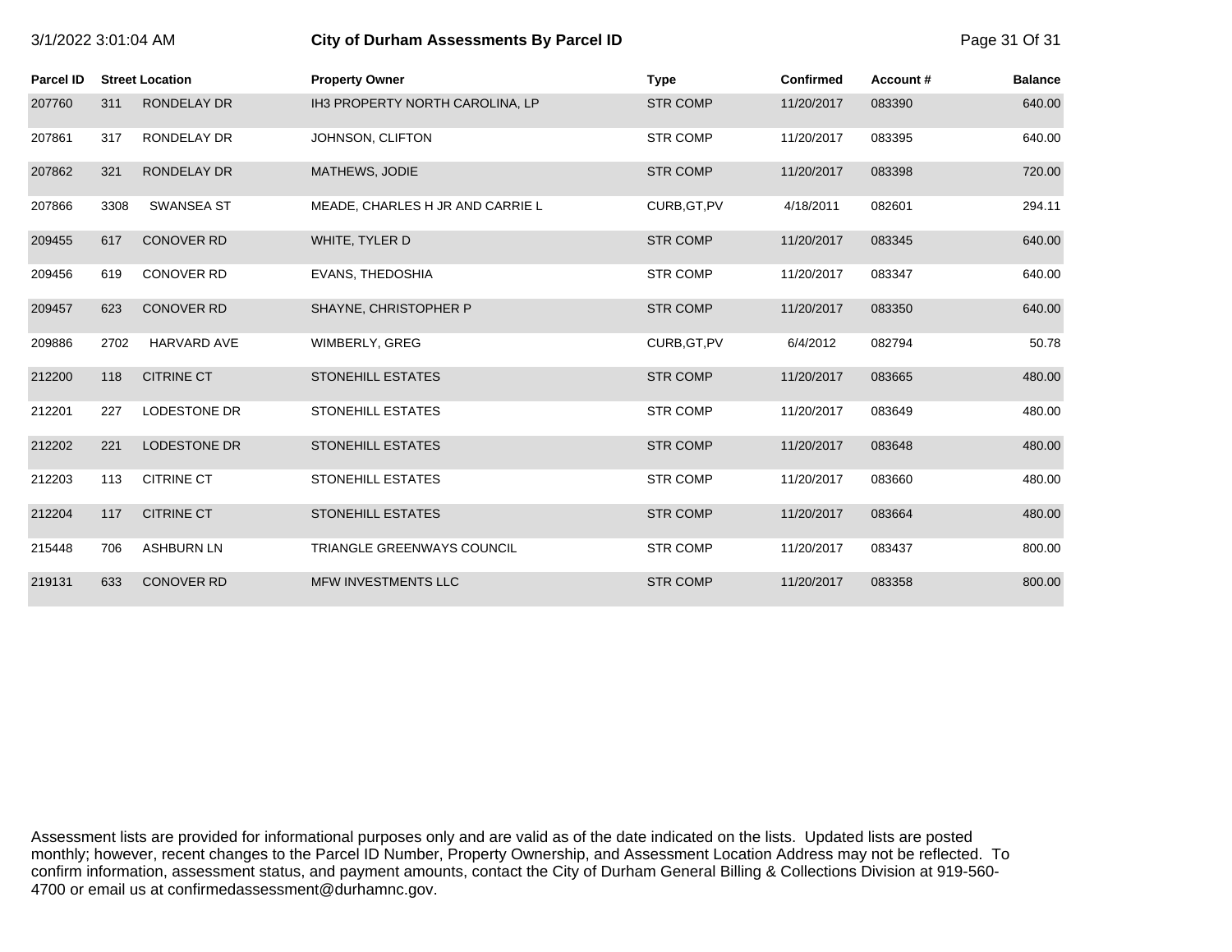# City of Durham Assessments By Parcel ID

| Parcel ID | Street Location | | Property Owner | Type | Confirmed | Account # | Balance |
|---|---|---|---|---|---|---|---|
| 207760 | 311 | RONDELAY DR | IH3 PROPERTY NORTH CAROLINA, LP | STR COMP | 11/20/2017 | 083390 | 640.00 |
| 207861 | 317 | RONDELAY DR | JOHNSON, CLIFTON | STR COMP | 11/20/2017 | 083395 | 640.00 |
| 207862 | 321 | RONDELAY DR | MATHEWS, JODIE | STR COMP | 11/20/2017 | 083398 | 720.00 |
| 207866 | 3308 | SWANSEA ST | MEADE, CHARLES H JR AND CARRIE L | CURB,GT,PV | 4/18/2011 | 082601 | 294.11 |
| 209455 | 617 | CONOVER RD | WHITE, TYLER D | STR COMP | 11/20/2017 | 083345 | 640.00 |
| 209456 | 619 | CONOVER RD | EVANS, THEDOSHIA | STR COMP | 11/20/2017 | 083347 | 640.00 |
| 209457 | 623 | CONOVER RD | SHAYNE, CHRISTOPHER P | STR COMP | 11/20/2017 | 083350 | 640.00 |
| 209886 | 2702 | HARVARD AVE | WIMBERLY, GREG | CURB,GT,PV | 6/4/2012 | 082794 | 50.78 |
| 212200 | 118 | CITRINE CT | STONEHILL ESTATES | STR COMP | 11/20/2017 | 083665 | 480.00 |
| 212201 | 227 | LODESTONE DR | STONEHILL ESTATES | STR COMP | 11/20/2017 | 083649 | 480.00 |
| 212202 | 221 | LODESTONE DR | STONEHILL ESTATES | STR COMP | 11/20/2017 | 083648 | 480.00 |
| 212203 | 113 | CITRINE CT | STONEHILL ESTATES | STR COMP | 11/20/2017 | 083660 | 480.00 |
| 212204 | 117 | CITRINE CT | STONEHILL ESTATES | STR COMP | 11/20/2017 | 083664 | 480.00 |
| 215448 | 706 | ASHBURN LN | TRIANGLE GREENWAYS COUNCIL | STR COMP | 11/20/2017 | 083437 | 800.00 |
| 219131 | 633 | CONOVER RD | MFW INVESTMENTS LLC | STR COMP | 11/20/2017 | 083358 | 800.00 |

Assessment lists are provided for informational purposes only and are valid as of the date indicated on the lists. Updated lists are posted monthly; however, recent changes to the Parcel ID Number, Property Ownership, and Assessment Location Address may not be reflected. To confirm information, assessment status, and payment amounts, contact the City of Durham General Billing & Collections Division at 919-560-4700 or email us at confirmedassessment@durhamnc.gov.